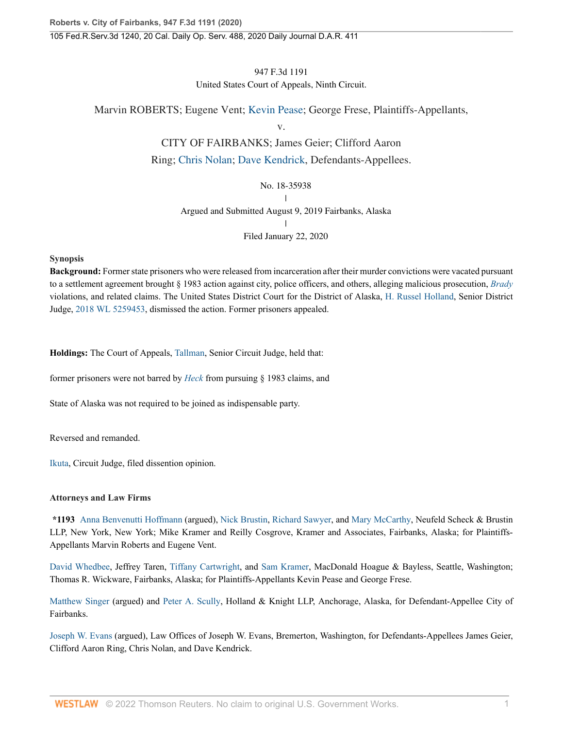947 F.3d 1191
United States Court of Appeals, Ninth Circuit.

Marvin ROBERTS; Eugene Vent; Kevin Pease; George Frese, Plaintiffs-Appellants,

v.

CITY OF FAIRBANKS; James Geier; Clifford Aaron Ring; Chris Nolan; Dave Kendrick, Defendants-Appellees.

No. 18-35938
|
Argued and Submitted August 9, 2019 Fairbanks, Alaska
|
Filed January 22, 2020

**Synopsis**

**Background:** Former state prisoners who were released from incarceration after their murder convictions were vacated pursuant to a settlement agreement brought § 1983 action against city, police officers, and others, alleging malicious prosecution, *Brady* violations, and related claims. The United States District Court for the District of Alaska, H. Russel Holland, Senior District Judge, 2018 WL 5259453, dismissed the action. Former prisoners appealed.

**Holdings:** The Court of Appeals, Tallman, Senior Circuit Judge, held that:

former prisoners were not barred by *Heck* from pursuing § 1983 claims, and

State of Alaska was not required to be joined as indispensable party.

Reversed and remanded.

Ikuta, Circuit Judge, filed dissention opinion.

**Attorneys and Law Firms**

**\*1193** Anna Benvenutti Hoffmann (argued), Nick Brustin, Richard Sawyer, and Mary McCarthy, Neufeld Scheck & Brustin LLP, New York, New York; Mike Kramer and Reilly Cosgrove, Kramer and Associates, Fairbanks, Alaska; for Plaintiffs-Appellants Marvin Roberts and Eugene Vent.

David Whedbee, Jeffrey Taren, Tiffany Cartwright, and Sam Kramer, MacDonald Hoague & Bayless, Seattle, Washington; Thomas R. Wickware, Fairbanks, Alaska; for Plaintiffs-Appellants Kevin Pease and George Frese.

Matthew Singer (argued) and Peter A. Scully, Holland & Knight LLP, Anchorage, Alaska, for Defendant-Appellee City of Fairbanks.

Joseph W. Evans (argued), Law Offices of Joseph W. Evans, Bremerton, Washington, for Defendants-Appellees James Geier, Clifford Aaron Ring, Chris Nolan, and Dave Kendrick.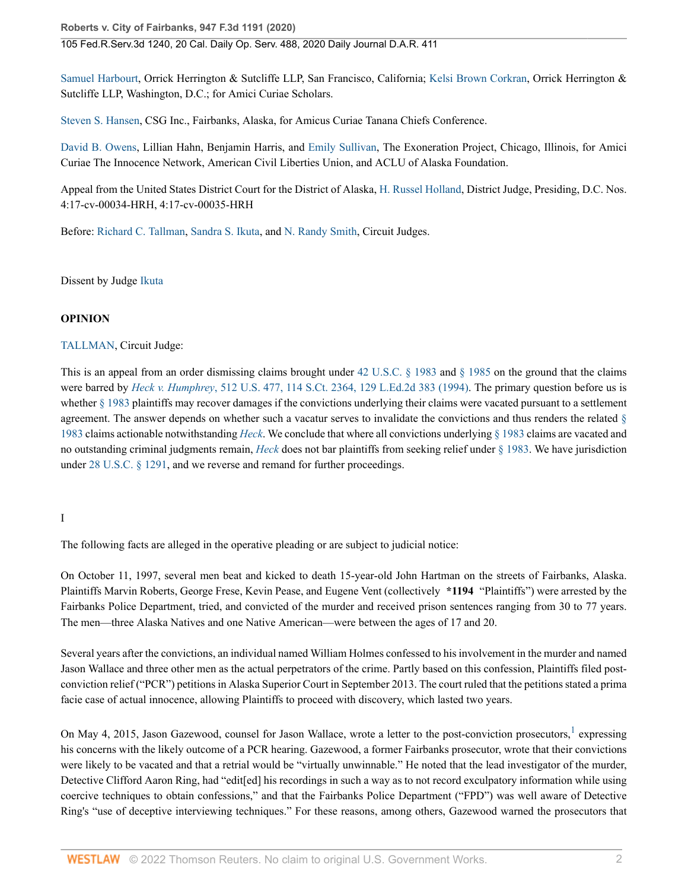Samuel Harbourt, Orrick Herrington & Sutcliffe LLP, San Francisco, California; Kelsi Brown Corkran, Orrick Herrington & Sutcliffe LLP, Washington, D.C.; for Amici Curiae Scholars.

Steven S. Hansen, CSG Inc., Fairbanks, Alaska, for Amicus Curiae Tanana Chiefs Conference.

David B. Owens, Lillian Hahn, Benjamin Harris, and Emily Sullivan, The Exoneration Project, Chicago, Illinois, for Amici Curiae The Innocence Network, American Civil Liberties Union, and ACLU of Alaska Foundation.

Appeal from the United States District Court for the District of Alaska, H. Russel Holland, District Judge, Presiding, D.C. Nos. 4:17-cv-00034-HRH, 4:17-cv-00035-HRH

Before: Richard C. Tallman, Sandra S. Ikuta, and N. Randy Smith, Circuit Judges.

Dissent by Judge Ikuta

**OPINION**

TALLMAN, Circuit Judge:

This is an appeal from an order dismissing claims brought under 42 U.S.C. § 1983 and § 1985 on the ground that the claims were barred by *Heck v. Humphrey*, 512 U.S. 477, 114 S.Ct. 2364, 129 L.Ed.2d 383 (1994). The primary question before us is whether § 1983 plaintiffs may recover damages if the convictions underlying their claims were vacated pursuant to a settlement agreement. The answer depends on whether such a vacatur serves to invalidate the convictions and thus renders the related § 1983 claims actionable notwithstanding *Heck*. We conclude that where all convictions underlying § 1983 claims are vacated and no outstanding criminal judgments remain, *Heck* does not bar plaintiffs from seeking relief under § 1983. We have jurisdiction under 28 U.S.C. § 1291, and we reverse and remand for further proceedings.

I

The following facts are alleged in the operative pleading or are subject to judicial notice:

On October 11, 1997, several men beat and kicked to death 15-year-old John Hartman on the streets of Fairbanks, Alaska. Plaintiffs Marvin Roberts, George Frese, Kevin Pease, and Eugene Vent (collectively **\*1194** "Plaintiffs") were arrested by the Fairbanks Police Department, tried, and convicted of the murder and received prison sentences ranging from 30 to 77 years. The men—three Alaska Natives and one Native American—were between the ages of 17 and 20.

Several years after the convictions, an individual named William Holmes confessed to his involvement in the murder and named Jason Wallace and three other men as the actual perpetrators of the crime. Partly based on this confession, Plaintiffs filed post-conviction relief ("PCR") petitions in Alaska Superior Court in September 2013. The court ruled that the petitions stated a prima facie case of actual innocence, allowing Plaintiffs to proceed with discovery, which lasted two years.

On May 4, 2015, Jason Gazewood, counsel for Jason Wallace, wrote a letter to the post-conviction prosecutors,[1] expressing his concerns with the likely outcome of a PCR hearing. Gazewood, a former Fairbanks prosecutor, wrote that their convictions were likely to be vacated and that a retrial would be "virtually unwinnable." He noted that the lead investigator of the murder, Detective Clifford Aaron Ring, had "edit[ed] his recordings in such a way as to not record exculpatory information while using coercive techniques to obtain confessions," and that the Fairbanks Police Department ("FPD") was well aware of Detective Ring's "use of deceptive interviewing techniques." For these reasons, among others, Gazewood warned the prosecutors that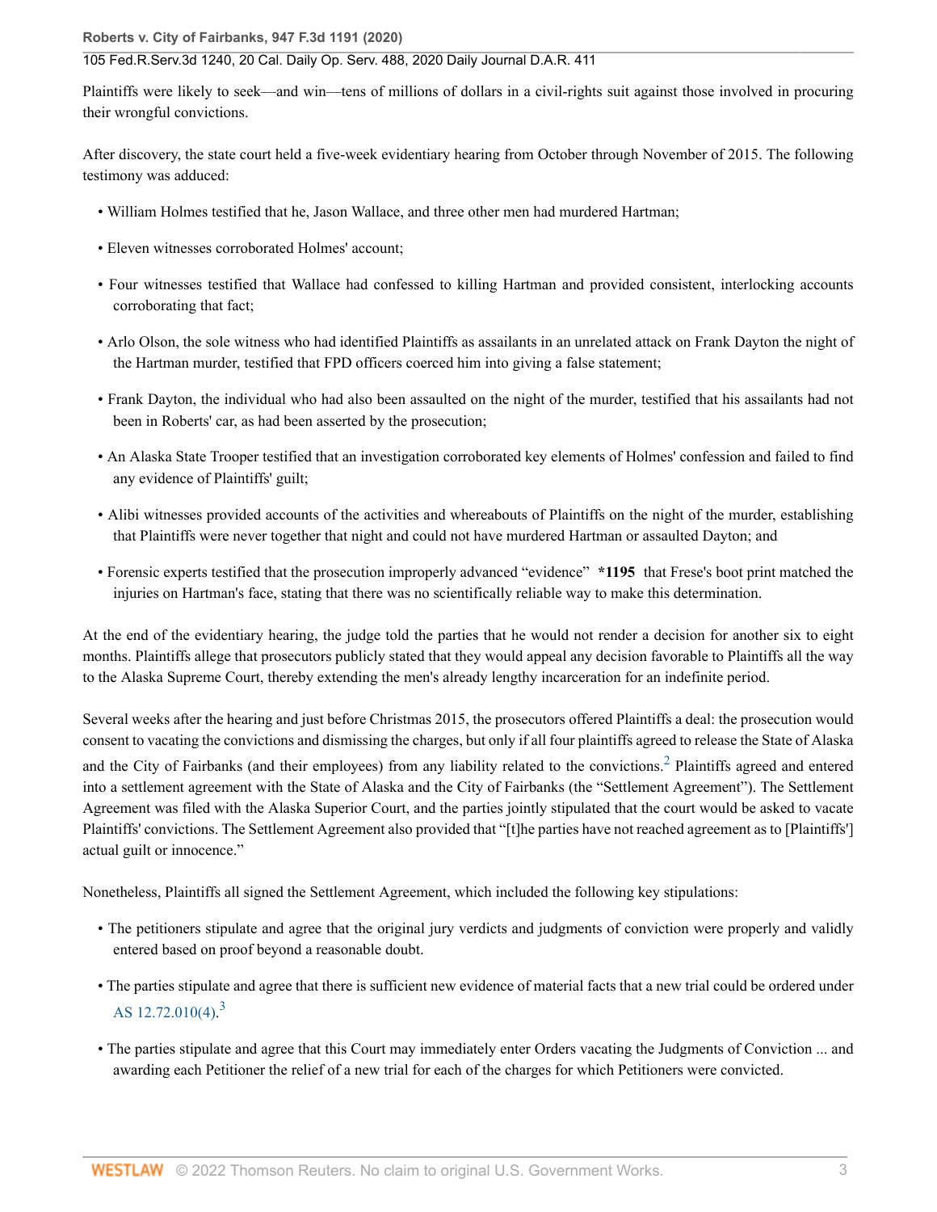Plaintiffs were likely to seek—and win—tens of millions of dollars in a civil-rights suit against those involved in procuring their wrongful convictions.

After discovery, the state court held a five-week evidentiary hearing from October through November of 2015. The following testimony was adduced:

- William Holmes testified that he, Jason Wallace, and three other men had murdered Hartman;
- Eleven witnesses corroborated Holmes' account;
- Four witnesses testified that Wallace had confessed to killing Hartman and provided consistent, interlocking accounts corroborating that fact;
- Arlo Olson, the sole witness who had identified Plaintiffs as assailants in an unrelated attack on Frank Dayton the night of the Hartman murder, testified that FPD officers coerced him into giving a false statement;
- Frank Dayton, the individual who had also been assaulted on the night of the murder, testified that his assailants had not been in Roberts' car, as had been asserted by the prosecution;
- An Alaska State Trooper testified that an investigation corroborated key elements of Holmes' confession and failed to find any evidence of Plaintiffs' guilt;
- Alibi witnesses provided accounts of the activities and whereabouts of Plaintiffs on the night of the murder, establishing that Plaintiffs were never together that night and could not have murdered Hartman or assaulted Dayton; and
- Forensic experts testified that the prosecution improperly advanced "evidence" **\*1195** that Frese's boot print matched the injuries on Hartman's face, stating that there was no scientifically reliable way to make this determination.

At the end of the evidentiary hearing, the judge told the parties that he would not render a decision for another six to eight months. Plaintiffs allege that prosecutors publicly stated that they would appeal any decision favorable to Plaintiffs all the way to the Alaska Supreme Court, thereby extending the men's already lengthy incarceration for an indefinite period.

Several weeks after the hearing and just before Christmas 2015, the prosecutors offered Plaintiffs a deal: the prosecution would consent to vacating the convictions and dismissing the charges, but only if all four plaintiffs agreed to release the State of Alaska and the City of Fairbanks (and their employees) from any liability related to the convictions.[2] Plaintiffs agreed and entered into a settlement agreement with the State of Alaska and the City of Fairbanks (the "Settlement Agreement"). The Settlement Agreement was filed with the Alaska Superior Court, and the parties jointly stipulated that the court would be asked to vacate Plaintiffs' convictions. The Settlement Agreement also provided that "[t]he parties have not reached agreement as to [Plaintiffs'] actual guilt or innocence."

Nonetheless, Plaintiffs all signed the Settlement Agreement, which included the following key stipulations:

- The petitioners stipulate and agree that the original jury verdicts and judgments of conviction were properly and validly entered based on proof beyond a reasonable doubt.
- The parties stipulate and agree that there is sufficient new evidence of material facts that a new trial could be ordered under AS 12.72.010(4).[3]
- The parties stipulate and agree that this Court may immediately enter Orders vacating the Judgments of Conviction ... and awarding each Petitioner the relief of a new trial for each of the charges for which Petitioners were convicted.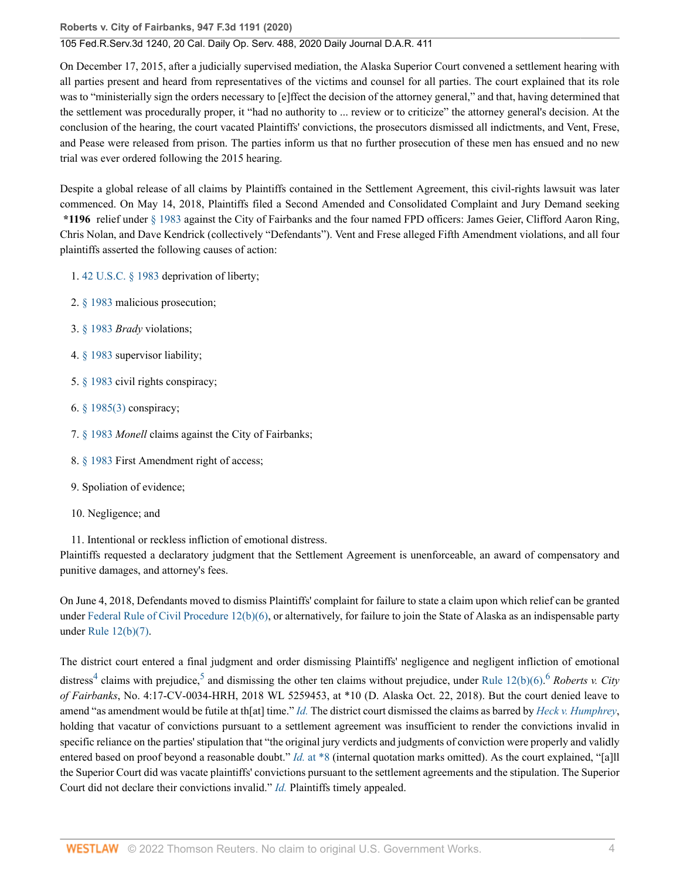On December 17, 2015, after a judicially supervised mediation, the Alaska Superior Court convened a settlement hearing with all parties present and heard from representatives of the victims and counsel for all parties. The court explained that its role was to "ministerially sign the orders necessary to [e]ffect the decision of the attorney general," and that, having determined that the settlement was procedurally proper, it "had no authority to ... review or to criticize" the attorney general's decision. At the conclusion of the hearing, the court vacated Plaintiffs' convictions, the prosecutors dismissed all indictments, and Vent, Frese, and Pease were released from prison. The parties inform us that no further prosecution of these men has ensued and no new trial was ever ordered following the 2015 hearing.

Despite a global release of all claims by Plaintiffs contained in the Settlement Agreement, this civil-rights lawsuit was later commenced. On May 14, 2018, Plaintiffs filed a Second Amended and Consolidated Complaint and Jury Demand seeking **\*1196** relief under § 1983 against the City of Fairbanks and the four named FPD officers: James Geier, Clifford Aaron Ring, Chris Nolan, and Dave Kendrick (collectively "Defendants"). Vent and Frese alleged Fifth Amendment violations, and all four plaintiffs asserted the following causes of action:

1. 42 U.S.C. § 1983 deprivation of liberty;
2. § 1983 malicious prosecution;
3. § 1983 *Brady* violations;
4. § 1983 supervisor liability;
5. § 1983 civil rights conspiracy;
6. § 1985(3) conspiracy;
7. § 1983 *Monell* claims against the City of Fairbanks;
8. § 1983 First Amendment right of access;
9. Spoliation of evidence;
10. Negligence; and
11. Intentional or reckless infliction of emotional distress.

Plaintiffs requested a declaratory judgment that the Settlement Agreement is unenforceable, an award of compensatory and punitive damages, and attorney's fees.

On June 4, 2018, Defendants moved to dismiss Plaintiffs' complaint for failure to state a claim upon which relief can be granted under Federal Rule of Civil Procedure 12(b)(6), or alternatively, for failure to join the State of Alaska as an indispensable party under Rule 12(b)(7).

The district court entered a final judgment and order dismissing Plaintiffs' negligence and negligent infliction of emotional distress[4] claims with prejudice,[5] and dismissing the other ten claims without prejudice, under Rule 12(b)(6).[6] *Roberts v. City of Fairbanks*, No. 4:17-CV-0034-HRH, 2018 WL 5259453, at \*10 (D. Alaska Oct. 22, 2018). But the court denied leave to amend "as amendment would be futile at th[at] time." *Id.* The district court dismissed the claims as barred by *Heck v. Humphrey*, holding that vacatur of convictions pursuant to a settlement agreement was insufficient to render the convictions invalid in specific reliance on the parties' stipulation that "the original jury verdicts and judgments of conviction were properly and validly entered based on proof beyond a reasonable doubt." *Id.* at \*8 (internal quotation marks omitted). As the court explained, "[a]ll the Superior Court did was vacate plaintiffs' convictions pursuant to the settlement agreements and the stipulation. The Superior Court did not declare their convictions invalid." *Id.* Plaintiffs timely appealed.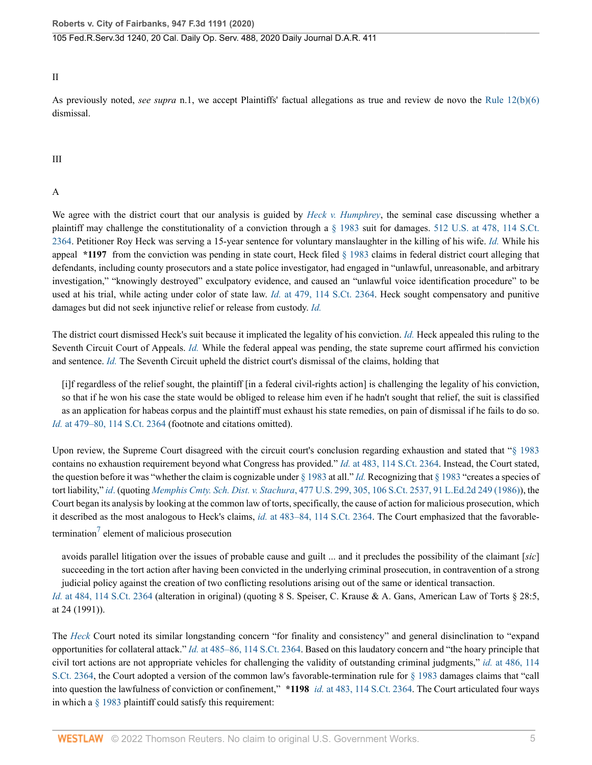II

As previously noted, *see supra* n.1, we accept Plaintiffs' factual allegations as true and review de novo the Rule 12(b)(6) dismissal.

III

A

We agree with the district court that our analysis is guided by *Heck v. Humphrey*, the seminal case discussing whether a plaintiff may challenge the constitutionality of a conviction through a § 1983 suit for damages. 512 U.S. at 478, 114 S.Ct. 2364. Petitioner Roy Heck was serving a 15-year sentence for voluntary manslaughter in the killing of his wife. *Id.* While his appeal **\*1197** from the conviction was pending in state court, Heck filed § 1983 claims in federal district court alleging that defendants, including county prosecutors and a state police investigator, had engaged in "unlawful, unreasonable, and arbitrary investigation," "knowingly destroyed" exculpatory evidence, and caused an "unlawful voice identification procedure" to be used at his trial, while acting under color of state law. *Id.* at 479, 114 S.Ct. 2364. Heck sought compensatory and punitive damages but did not seek injunctive relief or release from custody. *Id.*

The district court dismissed Heck's suit because it implicated the legality of his conviction. *Id.* Heck appealed this ruling to the Seventh Circuit Court of Appeals. *Id.* While the federal appeal was pending, the state supreme court affirmed his conviction and sentence. *Id.* The Seventh Circuit upheld the district court's dismissal of the claims, holding that

> [i]f regardless of the relief sought, the plaintiff [in a federal civil-rights action] is challenging the legality of his conviction, so that if he won his case the state would be obliged to release him even if he hadn't sought that relief, the suit is classified as an application for habeas corpus and the plaintiff must exhaust his state remedies, on pain of dismissal if he fails to do so.

*Id.* at 479–80, 114 S.Ct. 2364 (footnote and citations omitted).

Upon review, the Supreme Court disagreed with the circuit court's conclusion regarding exhaustion and stated that "§ 1983 contains no exhaustion requirement beyond what Congress has provided." *Id.* at 483, 114 S.Ct. 2364. Instead, the Court stated, the question before it was "whether the claim is cognizable under § 1983 at all." *Id.* Recognizing that § 1983 "creates a species of tort liability," *id.* (quoting *Memphis Cmty. Sch. Dist. v. Stachura*, 477 U.S. 299, 305, 106 S.Ct. 2537, 91 L.Ed.2d 249 (1986)), the Court began its analysis by looking at the common law of torts, specifically, the cause of action for malicious prosecution, which it described as the most analogous to Heck's claims, *id.* at 483–84, 114 S.Ct. 2364. The Court emphasized that the favorable-termination[7] element of malicious prosecution

> avoids parallel litigation over the issues of probable cause and guilt ... and it precludes the possibility of the claimant [*sic*] succeeding in the tort action after having been convicted in the underlying criminal prosecution, in contravention of a strong judicial policy against the creation of two conflicting resolutions arising out of the same or identical transaction.

*Id.* at 484, 114 S.Ct. 2364 (alteration in original) (quoting 8 S. Speiser, C. Krause & A. Gans, American Law of Torts § 28:5, at 24 (1991)).

The *Heck* Court noted its similar longstanding concern "for finality and consistency" and general disinclination to "expand opportunities for collateral attack." *Id.* at 485–86, 114 S.Ct. 2364. Based on this laudatory concern and "the hoary principle that civil tort actions are not appropriate vehicles for challenging the validity of outstanding criminal judgments," *id.* at 486, 114 S.Ct. 2364, the Court adopted a version of the common law's favorable-termination rule for § 1983 damages claims that "call into question the lawfulness of conviction or confinement," **\*1198** *id.* at 483, 114 S.Ct. 2364. The Court articulated four ways in which a § 1983 plaintiff could satisfy this requirement: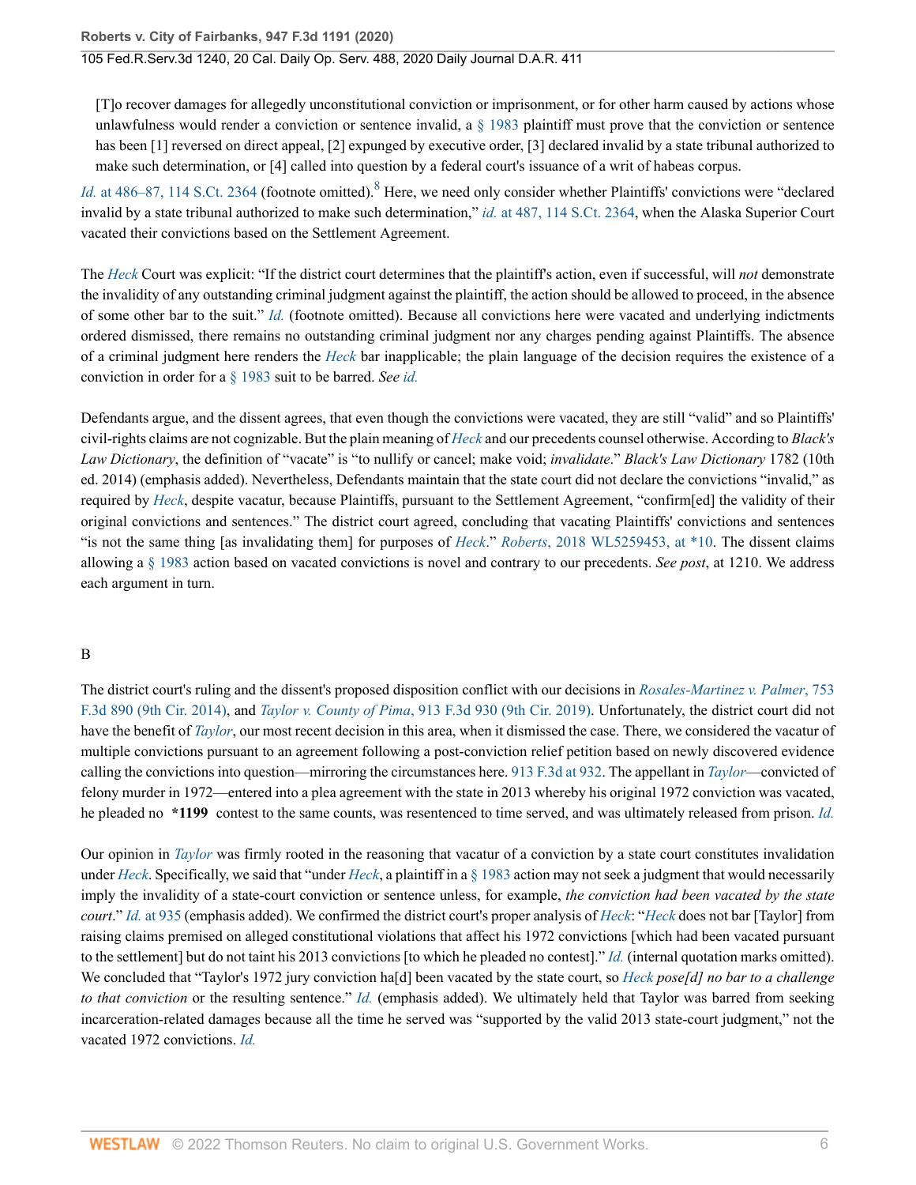> [T]o recover damages for allegedly unconstitutional conviction or imprisonment, or for other harm caused by actions whose unlawfulness would render a conviction or sentence invalid, a § 1983 plaintiff must prove that the conviction or sentence has been [1] reversed on direct appeal, [2] expunged by executive order, [3] declared invalid by a state tribunal authorized to make such determination, or [4] called into question by a federal court's issuance of a writ of habeas corpus.

*Id.* at 486–87, 114 S.Ct. 2364 (footnote omitted).[8] Here, we need only consider whether Plaintiffs' convictions were "declared invalid by a state tribunal authorized to make such determination," *id.* at 487, 114 S.Ct. 2364, when the Alaska Superior Court vacated their convictions based on the Settlement Agreement.

The *Heck* Court was explicit: "If the district court determines that the plaintiff's action, even if successful, will *not* demonstrate the invalidity of any outstanding criminal judgment against the plaintiff, the action should be allowed to proceed, in the absence of some other bar to the suit." *Id.* (footnote omitted). Because all convictions here were vacated and underlying indictments ordered dismissed, there remains no outstanding criminal judgment nor any charges pending against Plaintiffs. The absence of a criminal judgment here renders the *Heck* bar inapplicable; the plain language of the decision requires the existence of a conviction in order for a § 1983 suit to be barred. *See id.*

Defendants argue, and the dissent agrees, that even though the convictions were vacated, they are still "valid" and so Plaintiffs' civil-rights claims are not cognizable. But the plain meaning of *Heck* and our precedents counsel otherwise. According to *Black's Law Dictionary*, the definition of "vacate" is "to nullify or cancel; make void; *invalidate*." *Black's Law Dictionary* 1782 (10th ed. 2014) (emphasis added). Nevertheless, Defendants maintain that the state court did not declare the convictions "invalid," as required by *Heck*, despite vacatur, because Plaintiffs, pursuant to the Settlement Agreement, "confirm[ed] the validity of their original convictions and sentences." The district court agreed, concluding that vacating Plaintiffs' convictions and sentences "is not the same thing [as invalidating them] for purposes of *Heck*." *Roberts*, 2018 WL5259453, at *10. The dissent claims allowing a § 1983 action based on vacated convictions is novel and contrary to our precedents. *See post*, at 1210. We address each argument in turn.

## B

The district court's ruling and the dissent's proposed disposition conflict with our decisions in *Rosales-Martinez v. Palmer*, 753 F.3d 890 (9th Cir. 2014), and *Taylor v. County of Pima*, 913 F.3d 930 (9th Cir. 2019). Unfortunately, the district court did not have the benefit of *Taylor*, our most recent decision in this area, when it dismissed the case. There, we considered the vacatur of multiple convictions pursuant to an agreement following a post-conviction relief petition based on newly discovered evidence calling the convictions into question—mirroring the circumstances here. 913 F.3d at 932. The appellant in *Taylor*—convicted of felony murder in 1972—entered into a plea agreement with the state in 2013 whereby his original 1972 conviction was vacated, he pleaded no **\*1199** contest to the same counts, was resentenced to time served, and was ultimately released from prison. *Id.*

Our opinion in *Taylor* was firmly rooted in the reasoning that vacatur of a conviction by a state court constitutes invalidation under *Heck*. Specifically, we said that "under *Heck*, a plaintiff in a § 1983 action may not seek a judgment that would necessarily imply the invalidity of a state-court conviction or sentence unless, for example, *the conviction had been vacated by the state court*." *Id.* at 935 (emphasis added). We confirmed the district court's proper analysis of *Heck*: "*Heck* does not bar [Taylor] from raising claims premised on alleged constitutional violations that affect his 1972 convictions [which had been vacated pursuant to the settlement] but do not taint his 2013 convictions [to which he pleaded no contest]." *Id.* (internal quotation marks omitted). We concluded that "Taylor's 1972 jury conviction ha[d] been vacated by the state court, so *Heck pose[d] no bar to a challenge to that conviction* or the resulting sentence." *Id.* (emphasis added). We ultimately held that Taylor was barred from seeking incarceration-related damages because all the time he served was "supported by the valid 2013 state-court judgment," not the vacated 1972 convictions. *Id.*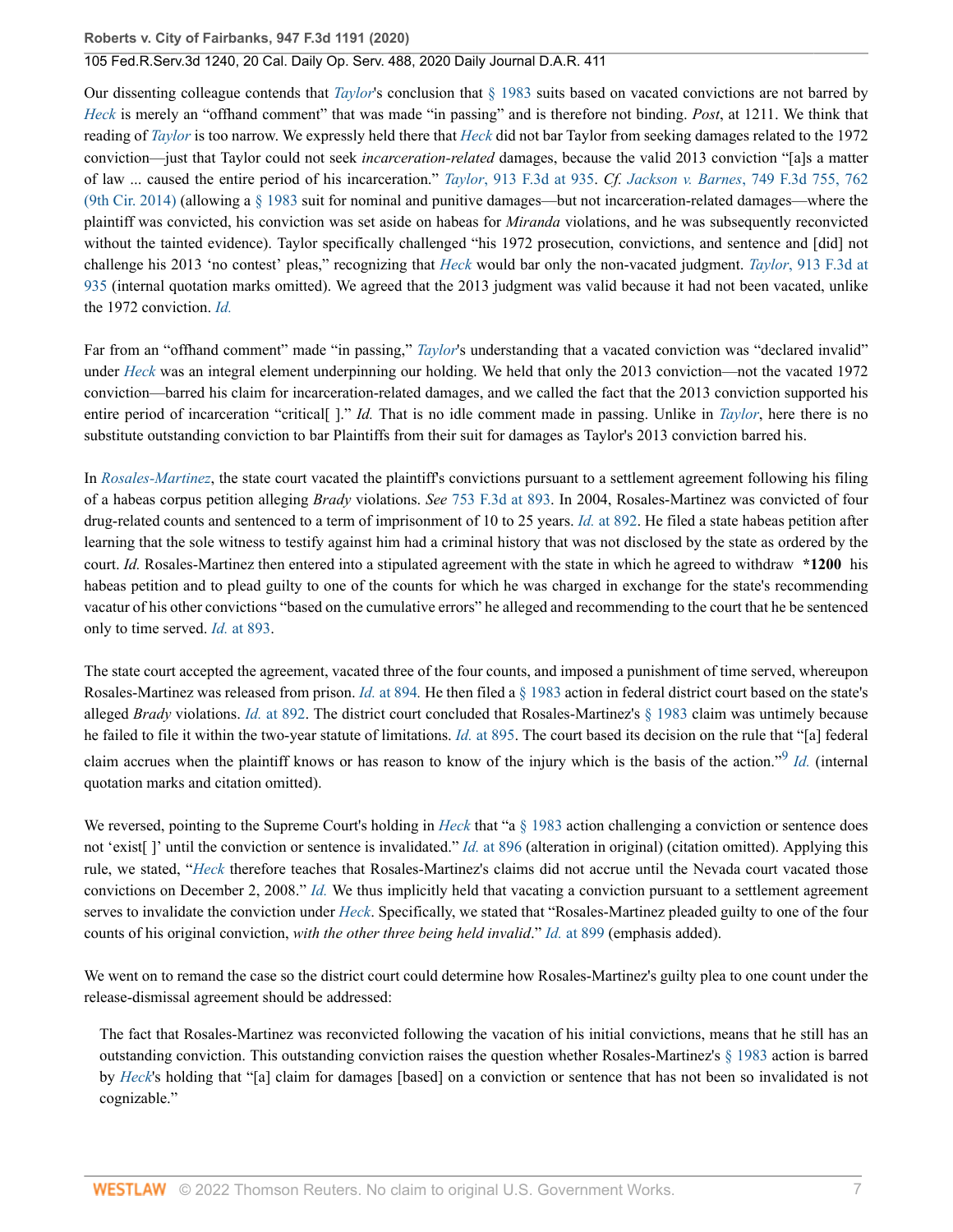Our dissenting colleague contends that *Taylor*'s conclusion that § 1983 suits based on vacated convictions are not barred by *Heck* is merely an "offhand comment" that was made "in passing" and is therefore not binding. *Post*, at 1211. We think that reading of *Taylor* is too narrow. We expressly held there that *Heck* did not bar Taylor from seeking damages related to the 1972 conviction—just that Taylor could not seek *incarceration-related* damages, because the valid 2013 conviction "[a]s a matter of law ... caused the entire period of his incarceration." *Taylor*, 913 F.3d at 935. *Cf. Jackson v. Barnes*, 749 F.3d 755, 762 (9th Cir. 2014) (allowing a § 1983 suit for nominal and punitive damages—but not incarceration-related damages—where the plaintiff was convicted, his conviction was set aside on habeas for *Miranda* violations, and he was subsequently reconvicted without the tainted evidence). Taylor specifically challenged "his 1972 prosecution, convictions, and sentence and [did] not challenge his 2013 'no contest' pleas," recognizing that *Heck* would bar only the non-vacated judgment. *Taylor*, 913 F.3d at 935 (internal quotation marks omitted). We agreed that the 2013 judgment was valid because it had not been vacated, unlike the 1972 conviction. *Id.*

Far from an "offhand comment" made "in passing," *Taylor*'s understanding that a vacated conviction was "declared invalid" under *Heck* was an integral element underpinning our holding. We held that only the 2013 conviction—not the vacated 1972 conviction—barred his claim for incarceration-related damages, and we called the fact that the 2013 conviction supported his entire period of incarceration "critical[ ]." *Id.* That is no idle comment made in passing. Unlike in *Taylor*, here there is no substitute outstanding conviction to bar Plaintiffs from their suit for damages as Taylor's 2013 conviction barred his.

In *Rosales-Martinez*, the state court vacated the plaintiff's convictions pursuant to a settlement agreement following his filing of a habeas corpus petition alleging *Brady* violations. *See* 753 F.3d at 893. In 2004, Rosales-Martinez was convicted of four drug-related counts and sentenced to a term of imprisonment of 10 to 25 years. *Id.* at 892. He filed a state habeas petition after learning that the sole witness to testify against him had a criminal history that was not disclosed by the state as ordered by the court. *Id.* Rosales-Martinez then entered into a stipulated agreement with the state in which he agreed to withdraw **\*1200** his habeas petition and to plead guilty to one of the counts for which he was charged in exchange for the state's recommending vacatur of his other convictions "based on the cumulative errors" he alleged and recommending to the court that he be sentenced only to time served. *Id.* at 893.

The state court accepted the agreement, vacated three of the four counts, and imposed a punishment of time served, whereupon Rosales-Martinez was released from prison. *Id.* at 894. He then filed a § 1983 action in federal district court based on the state's alleged *Brady* violations. *Id.* at 892. The district court concluded that Rosales-Martinez's § 1983 claim was untimely because he failed to file it within the two-year statute of limitations. *Id.* at 895. The court based its decision on the rule that "[a] federal claim accrues when the plaintiff knows or has reason to know of the injury which is the basis of the action."[9] *Id.* (internal quotation marks and citation omitted).

We reversed, pointing to the Supreme Court's holding in *Heck* that "a § 1983 action challenging a conviction or sentence does not 'exist[ ]' until the conviction or sentence is invalidated." *Id.* at 896 (alteration in original) (citation omitted). Applying this rule, we stated, "*Heck* therefore teaches that Rosales-Martinez's claims did not accrue until the Nevada court vacated those convictions on December 2, 2008." *Id.* We thus implicitly held that vacating a conviction pursuant to a settlement agreement serves to invalidate the conviction under *Heck*. Specifically, we stated that "Rosales-Martinez pleaded guilty to one of the four counts of his original conviction, *with the other three being held invalid*." *Id.* at 899 (emphasis added).

We went on to remand the case so the district court could determine how Rosales-Martinez's guilty plea to one count under the release-dismissal agreement should be addressed:

> The fact that Rosales-Martinez was reconvicted following the vacation of his initial convictions, means that he still has an outstanding conviction. This outstanding conviction raises the question whether Rosales-Martinez's § 1983 action is barred by *Heck*'s holding that "[a] claim for damages [based] on a conviction or sentence that has not been so invalidated is not cognizable."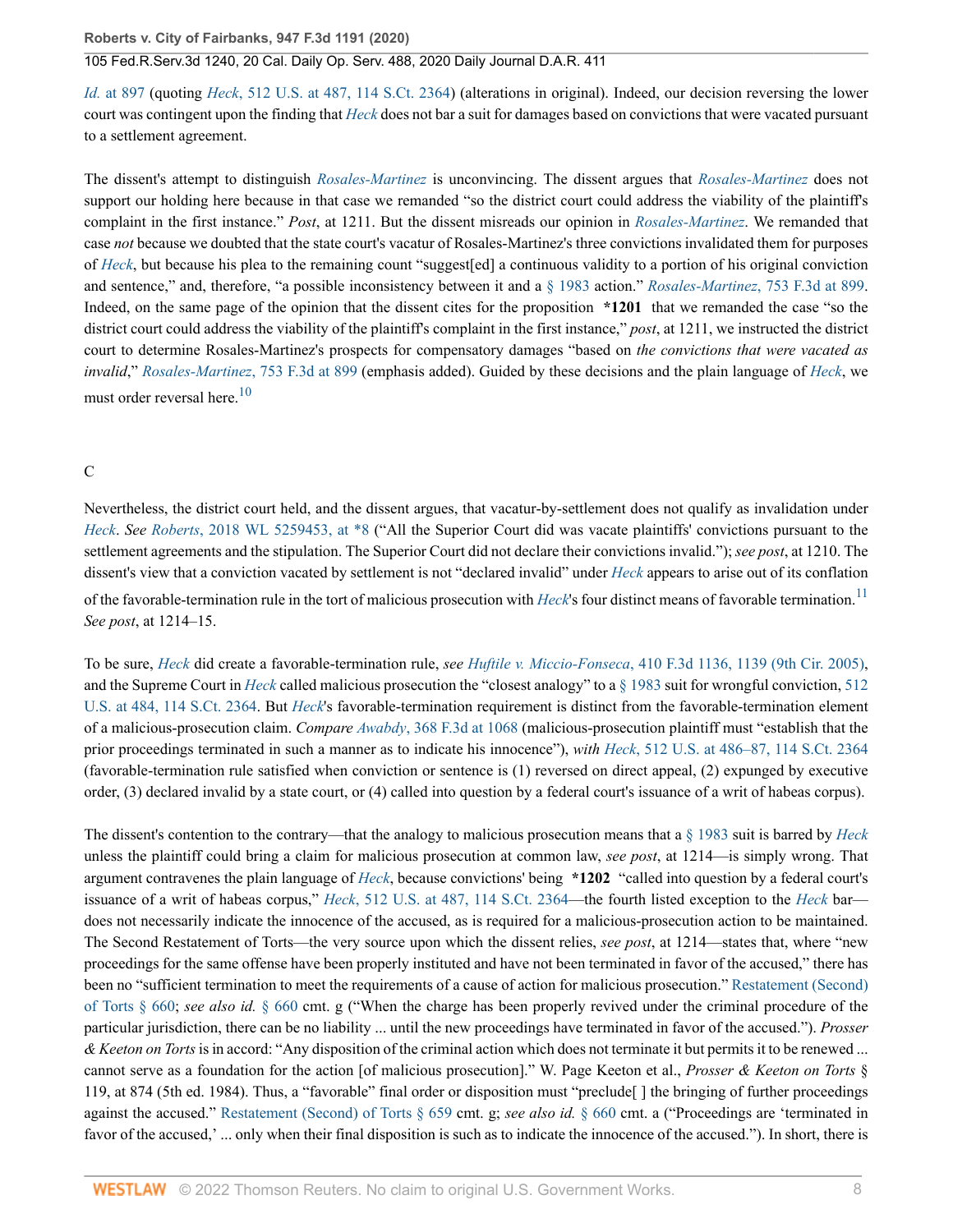*Id.* at 897 (quoting *Heck*, 512 U.S. at 487, 114 S.Ct. 2364) (alterations in original). Indeed, our decision reversing the lower court was contingent upon the finding that *Heck* does not bar a suit for damages based on convictions that were vacated pursuant to a settlement agreement.

The dissent's attempt to distinguish *Rosales-Martinez* is unconvincing. The dissent argues that *Rosales-Martinez* does not support our holding here because in that case we remanded "so the district court could address the viability of the plaintiff's complaint in the first instance." *Post*, at 1211. But the dissent misreads our opinion in *Rosales-Martinez*. We remanded that case *not* because we doubted that the state court's vacatur of Rosales-Martinez's three convictions invalidated them for purposes of *Heck*, but because his plea to the remaining count "suggest[ed] a continuous validity to a portion of his original conviction and sentence," and, therefore, "a possible inconsistency between it and a § 1983 action." *Rosales-Martinez*, 753 F.3d at 899. Indeed, on the same page of the opinion that the dissent cites for the proposition **\*1201** that we remanded the case "so the district court could address the viability of the plaintiff's complaint in the first instance," *post*, at 1211, we instructed the district court to determine Rosales-Martinez's prospects for compensatory damages "based on *the convictions that were vacated as invalid*," *Rosales-Martinez*, 753 F.3d at 899 (emphasis added). Guided by these decisions and the plain language of *Heck*, we must order reversal here.[10]

### C

Nevertheless, the district court held, and the dissent argues, that vacatur-by-settlement does not qualify as invalidation under *Heck*. *See Roberts*, 2018 WL 5259453, at \*8 ("All the Superior Court did was vacate plaintiffs' convictions pursuant to the settlement agreements and the stipulation. The Superior Court did not declare their convictions invalid."); *see post*, at 1210. The dissent's view that a conviction vacated by settlement is not "declared invalid" under *Heck* appears to arise out of its conflation of the favorable-termination rule in the tort of malicious prosecution with *Heck*'s four distinct means of favorable termination.[11] *See post*, at 1214–15.

To be sure, *Heck* did create a favorable-termination rule, *see Huftile v. Miccio-Fonseca*, 410 F.3d 1136, 1139 (9th Cir. 2005), and the Supreme Court in *Heck* called malicious prosecution the "closest analogy" to a § 1983 suit for wrongful conviction, 512 U.S. at 484, 114 S.Ct. 2364. But *Heck*'s favorable-termination requirement is distinct from the favorable-termination element of a malicious-prosecution claim. *Compare Awabdy*, 368 F.3d at 1068 (malicious-prosecution plaintiff must "establish that the prior proceedings terminated in such a manner as to indicate his innocence"), *with Heck*, 512 U.S. at 486–87, 114 S.Ct. 2364 (favorable-termination rule satisfied when conviction or sentence is (1) reversed on direct appeal, (2) expunged by executive order, (3) declared invalid by a state court, or (4) called into question by a federal court's issuance of a writ of habeas corpus).

The dissent's contention to the contrary—that the analogy to malicious prosecution means that a § 1983 suit is barred by *Heck* unless the plaintiff could bring a claim for malicious prosecution at common law, *see post*, at 1214—is simply wrong. That argument contravenes the plain language of *Heck*, because convictions' being **\*1202** "called into question by a federal court's issuance of a writ of habeas corpus," *Heck*, 512 U.S. at 487, 114 S.Ct. 2364—the fourth listed exception to the *Heck* bar—does not necessarily indicate the innocence of the accused, as is required for a malicious-prosecution action to be maintained. The Second Restatement of Torts—the very source upon which the dissent relies, *see post*, at 1214—states that, where "new proceedings for the same offense have been properly instituted and have not been terminated in favor of the accused," there has been no "sufficient termination to meet the requirements of a cause of action for malicious prosecution." Restatement (Second) of Torts § 660; *see also id.* § 660 cmt. g ("When the charge has been properly revived under the criminal procedure of the particular jurisdiction, there can be no liability ... until the new proceedings have terminated in favor of the accused."). *Prosser & Keeton on Torts* is in accord: "Any disposition of the criminal action which does not terminate it but permits it to be renewed ... cannot serve as a foundation for the action [of malicious prosecution]." W. Page Keeton et al., *Prosser & Keeton on Torts* § 119, at 874 (5th ed. 1984). Thus, a "favorable" final order or disposition must "preclude[ ] the bringing of further proceedings against the accused." Restatement (Second) of Torts § 659 cmt. g; *see also id.* § 660 cmt. a ("Proceedings are 'terminated in favor of the accused,' ... only when their final disposition is such as to indicate the innocence of the accused."). In short, there is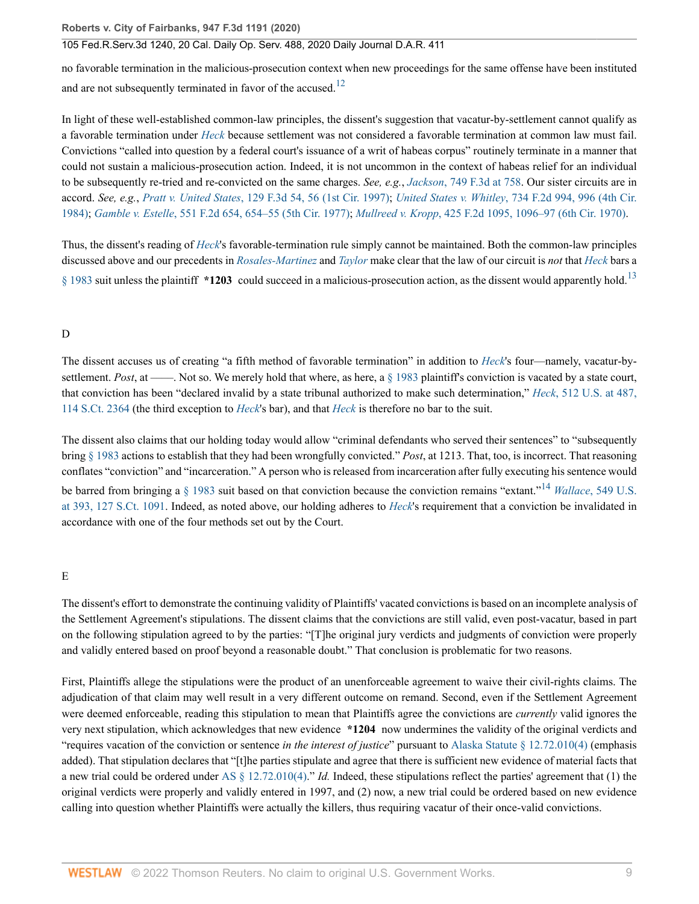no favorable termination in the malicious-prosecution context when new proceedings for the same offense have been instituted and are not subsequently terminated in favor of the accused.[12]

In light of these well-established common-law principles, the dissent's suggestion that vacatur-by-settlement cannot qualify as a favorable termination under *Heck* because settlement was not considered a favorable termination at common law must fail. Convictions "called into question by a federal court's issuance of a writ of habeas corpus" routinely terminate in a manner that could not sustain a malicious-prosecution action. Indeed, it is not uncommon in the context of habeas relief for an individual to be subsequently re-tried and re-convicted on the same charges. *See, e.g.*, *Jackson*, 749 F.3d at 758. Our sister circuits are in accord. *See, e.g.*, *Pratt v. United States*, 129 F.3d 54, 56 (1st Cir. 1997); *United States v. Whitley*, 734 F.2d 994, 996 (4th Cir. 1984); *Gamble v. Estelle*, 551 F.2d 654, 654–55 (5th Cir. 1977); *Mullreed v. Kropp*, 425 F.2d 1095, 1096–97 (6th Cir. 1970).

Thus, the dissent's reading of *Heck*'s favorable-termination rule simply cannot be maintained. Both the common-law principles discussed above and our precedents in *Rosales-Martinez* and *Taylor* make clear that the law of our circuit is *not* that *Heck* bars a § 1983 suit unless the plaintiff **\*1203** could succeed in a malicious-prosecution action, as the dissent would apparently hold.[13]

## D

The dissent accuses us of creating "a fifth method of favorable termination" in addition to *Heck*'s four—namely, vacatur-by-settlement. *Post*, at ——. Not so. We merely hold that where, as here, a § 1983 plaintiff's conviction is vacated by a state court, that conviction has been "declared invalid by a state tribunal authorized to make such determination," *Heck*, 512 U.S. at 487, 114 S.Ct. 2364 (the third exception to *Heck*'s bar), and that *Heck* is therefore no bar to the suit.

The dissent also claims that our holding today would allow "criminal defendants who served their sentences" to "subsequently bring § 1983 actions to establish that they had been wrongfully convicted." *Post*, at 1213. That, too, is incorrect. That reasoning conflates "conviction" and "incarceration." A person who is released from incarceration after fully executing his sentence would be barred from bringing a § 1983 suit based on that conviction because the conviction remains "extant."[14] *Wallace*, 549 U.S. at 393, 127 S.Ct. 1091. Indeed, as noted above, our holding adheres to *Heck*'s requirement that a conviction be invalidated in accordance with one of the four methods set out by the Court.

## E

The dissent's effort to demonstrate the continuing validity of Plaintiffs' vacated convictions is based on an incomplete analysis of the Settlement Agreement's stipulations. The dissent claims that the convictions are still valid, even post-vacatur, based in part on the following stipulation agreed to by the parties: "[T]he original jury verdicts and judgments of conviction were properly and validly entered based on proof beyond a reasonable doubt." That conclusion is problematic for two reasons.

First, Plaintiffs allege the stipulations were the product of an unenforceable agreement to waive their civil-rights claims. The adjudication of that claim may well result in a very different outcome on remand. Second, even if the Settlement Agreement were deemed enforceable, reading this stipulation to mean that Plaintiffs agree the convictions are *currently* valid ignores the very next stipulation, which acknowledges that new evidence **\*1204** now undermines the validity of the original verdicts and "requires vacation of the conviction or sentence *in the interest of justice*" pursuant to Alaska Statute § 12.72.010(4) (emphasis added). That stipulation declares that "[t]he parties stipulate and agree that there is sufficient new evidence of material facts that a new trial could be ordered under AS § 12.72.010(4)." *Id.* Indeed, these stipulations reflect the parties' agreement that (1) the original verdicts were properly and validly entered in 1997, and (2) now, a new trial could be ordered based on new evidence calling into question whether Plaintiffs were actually the killers, thus requiring vacatur of their once-valid convictions.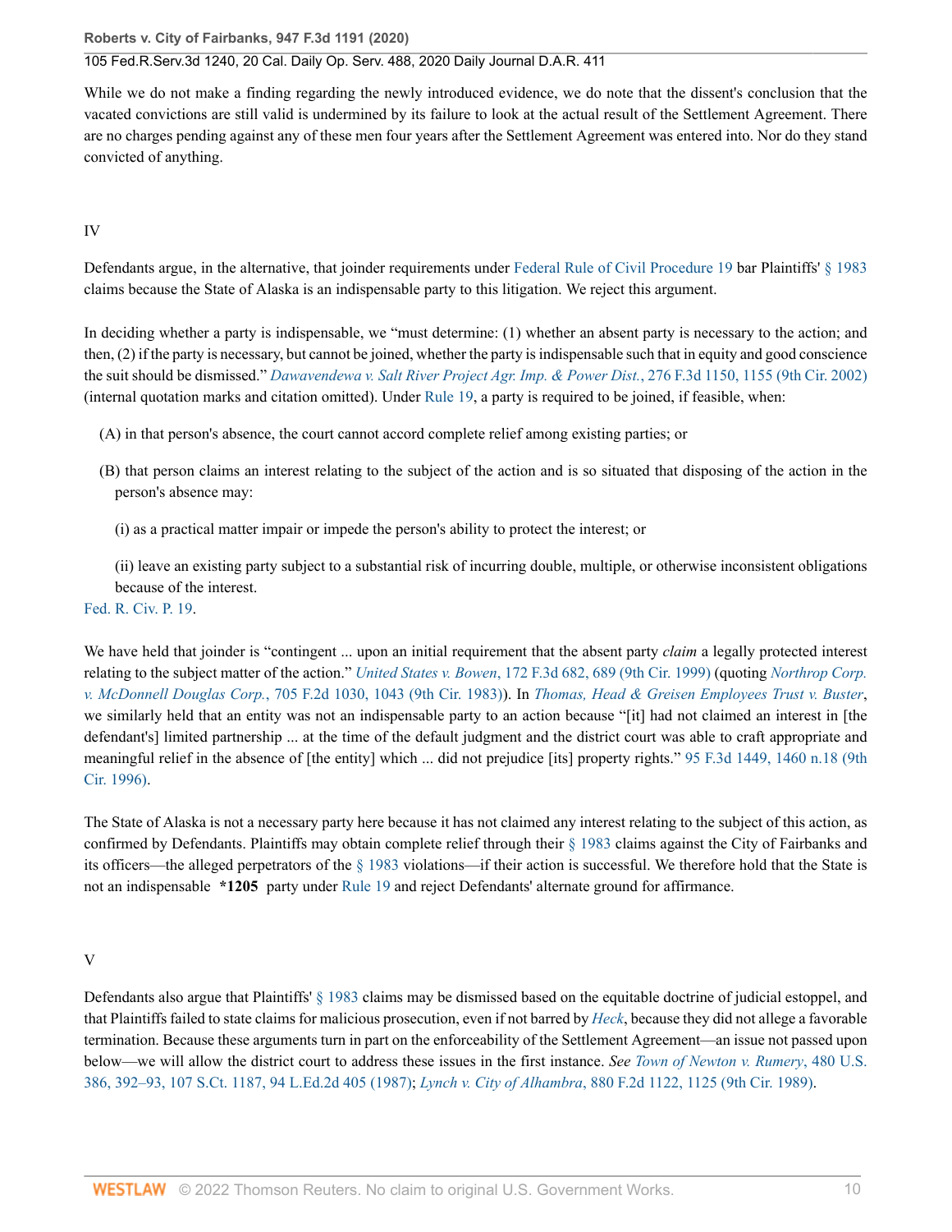While we do not make a finding regarding the newly introduced evidence, we do note that the dissent's conclusion that the vacated convictions are still valid is undermined by its failure to look at the actual result of the Settlement Agreement. There are no charges pending against any of these men four years after the Settlement Agreement was entered into. Nor do they stand convicted of anything.

## IV

Defendants argue, in the alternative, that joinder requirements under Federal Rule of Civil Procedure 19 bar Plaintiffs' § 1983 claims because the State of Alaska is an indispensable party to this litigation. We reject this argument.

In deciding whether a party is indispensable, we "must determine: (1) whether an absent party is necessary to the action; and then, (2) if the party is necessary, but cannot be joined, whether the party is indispensable such that in equity and good conscience the suit should be dismissed." *Dawavendewa v. Salt River Project Agr. Imp. & Power Dist.*, 276 F.3d 1150, 1155 (9th Cir. 2002) (internal quotation marks and citation omitted). Under Rule 19, a party is required to be joined, if feasible, when:

> (A) in that person's absence, the court cannot accord complete relief among existing parties; or
>
> (B) that person claims an interest relating to the subject of the action and is so situated that disposing of the action in the person's absence may:
>
> (i) as a practical matter impair or impede the person's ability to protect the interest; or
>
> (ii) leave an existing party subject to a substantial risk of incurring double, multiple, or otherwise inconsistent obligations because of the interest.

Fed. R. Civ. P. 19.

We have held that joinder is "contingent ... upon an initial requirement that the absent party *claim* a legally protected interest relating to the subject matter of the action." *United States v. Bowen*, 172 F.3d 682, 689 (9th Cir. 1999) (quoting *Northrop Corp. v. McDonnell Douglas Corp.*, 705 F.2d 1030, 1043 (9th Cir. 1983)). In *Thomas, Head & Greisen Employees Trust v. Buster*, we similarly held that an entity was not an indispensable party to an action because "[it] had not claimed an interest in [the defendant's] limited partnership ... at the time of the default judgment and the district court was able to craft appropriate and meaningful relief in the absence of [the entity] which ... did not prejudice [its] property rights." 95 F.3d 1449, 1460 n.18 (9th Cir. 1996).

The State of Alaska is not a necessary party here because it has not claimed any interest relating to the subject of this action, as confirmed by Defendants. Plaintiffs may obtain complete relief through their § 1983 claims against the City of Fairbanks and its officers—the alleged perpetrators of the § 1983 violations—if their action is successful. We therefore hold that the State is not an indispensable **\*1205** party under Rule 19 and reject Defendants' alternate ground for affirmance.

## V

Defendants also argue that Plaintiffs' § 1983 claims may be dismissed based on the equitable doctrine of judicial estoppel, and that Plaintiffs failed to state claims for malicious prosecution, even if not barred by *Heck*, because they did not allege a favorable termination. Because these arguments turn in part on the enforceability of the Settlement Agreement—an issue not passed upon below—we will allow the district court to address these issues in the first instance. *See* *Town of Newton v. Rumery*, 480 U.S. 386, 392–93, 107 S.Ct. 1187, 94 L.Ed.2d 405 (1987); *Lynch v. City of Alhambra*, 880 F.2d 1122, 1125 (9th Cir. 1989).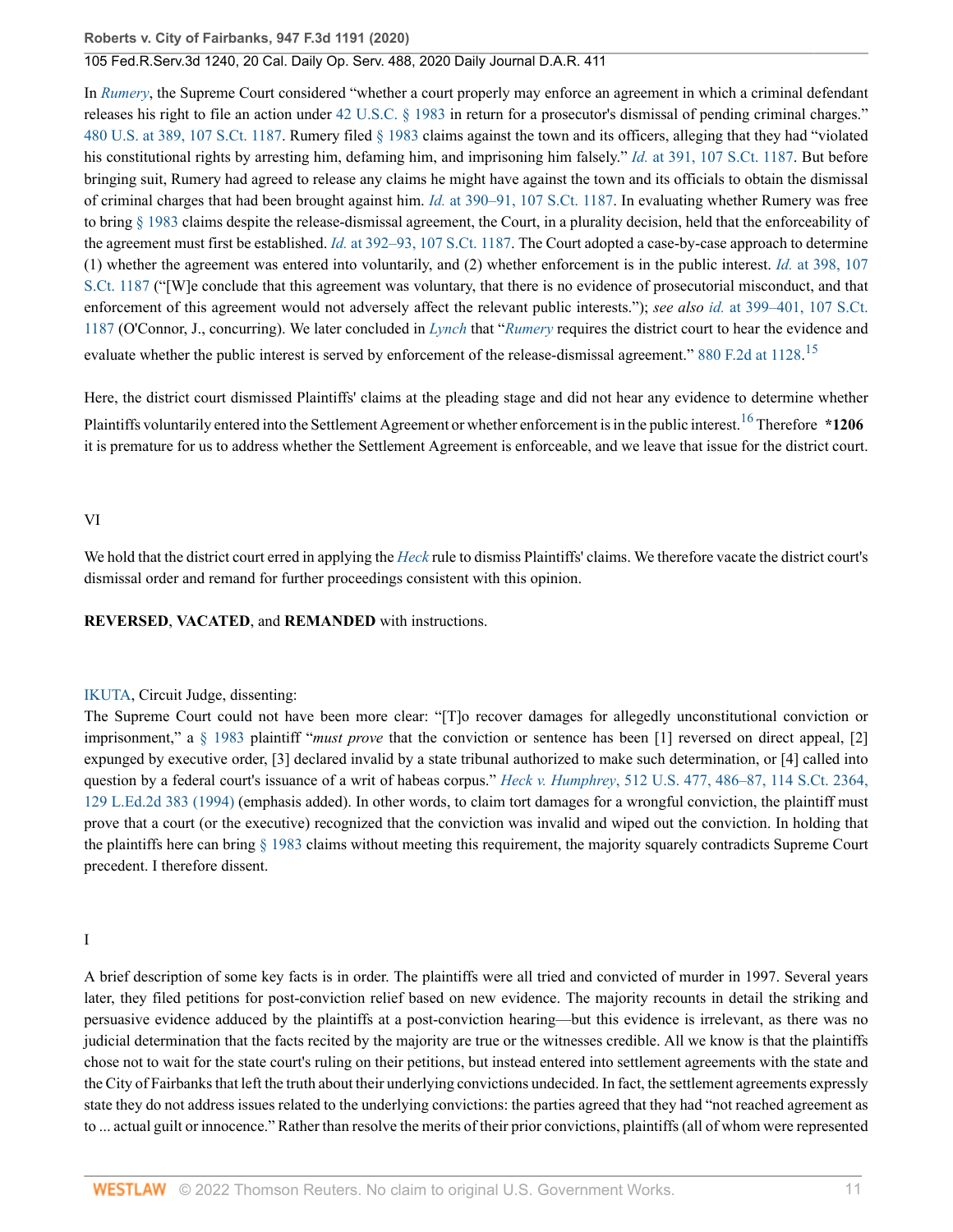In *Rumery*, the Supreme Court considered "whether a court properly may enforce an agreement in which a criminal defendant releases his right to file an action under 42 U.S.C. § 1983 in return for a prosecutor's dismissal of pending criminal charges." 480 U.S. at 389, 107 S.Ct. 1187. Rumery filed § 1983 claims against the town and its officers, alleging that they had "violated his constitutional rights by arresting him, defaming him, and imprisoning him falsely." *Id.* at 391, 107 S.Ct. 1187. But before bringing suit, Rumery had agreed to release any claims he might have against the town and its officials to obtain the dismissal of criminal charges that had been brought against him. *Id.* at 390–91, 107 S.Ct. 1187. In evaluating whether Rumery was free to bring § 1983 claims despite the release-dismissal agreement, the Court, in a plurality decision, held that the enforceability of the agreement must first be established. *Id.* at 392–93, 107 S.Ct. 1187. The Court adopted a case-by-case approach to determine (1) whether the agreement was entered into voluntarily, and (2) whether enforcement is in the public interest. *Id.* at 398, 107 S.Ct. 1187 ("[W]e conclude that this agreement was voluntary, that there is no evidence of prosecutorial misconduct, and that enforcement of this agreement would not adversely affect the relevant public interests."); *see also id.* at 399–401, 107 S.Ct. 1187 (O'Connor, J., concurring). We later concluded in *Lynch* that "*Rumery* requires the district court to hear the evidence and evaluate whether the public interest is served by enforcement of the release-dismissal agreement." 880 F.2d at 1128.[15]

Here, the district court dismissed Plaintiffs' claims at the pleading stage and did not hear any evidence to determine whether Plaintiffs voluntarily entered into the Settlement Agreement or whether enforcement is in the public interest.[16] Therefore **\*1206** it is premature for us to address whether the Settlement Agreement is enforceable, and we leave that issue for the district court.

## VI

We hold that the district court erred in applying the *Heck* rule to dismiss Plaintiffs' claims. We therefore vacate the district court's dismissal order and remand for further proceedings consistent with this opinion.

**REVERSED**, **VACATED**, and **REMANDED** with instructions.

IKUTA, Circuit Judge, dissenting:

The Supreme Court could not have been more clear: "[T]o recover damages for allegedly unconstitutional conviction or imprisonment," a § 1983 plaintiff "*must prove* that the conviction or sentence has been [1] reversed on direct appeal, [2] expunged by executive order, [3] declared invalid by a state tribunal authorized to make such determination, or [4] called into question by a federal court's issuance of a writ of habeas corpus." *Heck v. Humphrey*, 512 U.S. 477, 486–87, 114 S.Ct. 2364, 129 L.Ed.2d 383 (1994) (emphasis added). In other words, to claim tort damages for a wrongful conviction, the plaintiff must prove that a court (or the executive) recognized that the conviction was invalid and wiped out the conviction. In holding that the plaintiffs here can bring § 1983 claims without meeting this requirement, the majority squarely contradicts Supreme Court precedent. I therefore dissent.

## I

A brief description of some key facts is in order. The plaintiffs were all tried and convicted of murder in 1997. Several years later, they filed petitions for post-conviction relief based on new evidence. The majority recounts in detail the striking and persuasive evidence adduced by the plaintiffs at a post-conviction hearing—but this evidence is irrelevant, as there was no judicial determination that the facts recited by the majority are true or the witnesses credible. All we know is that the plaintiffs chose not to wait for the state court's ruling on their petitions, but instead entered into settlement agreements with the state and the City of Fairbanks that left the truth about their underlying convictions undecided. In fact, the settlement agreements expressly state they do not address issues related to the underlying convictions: the parties agreed that they had "not reached agreement as to ... actual guilt or innocence." Rather than resolve the merits of their prior convictions, plaintiffs (all of whom were represented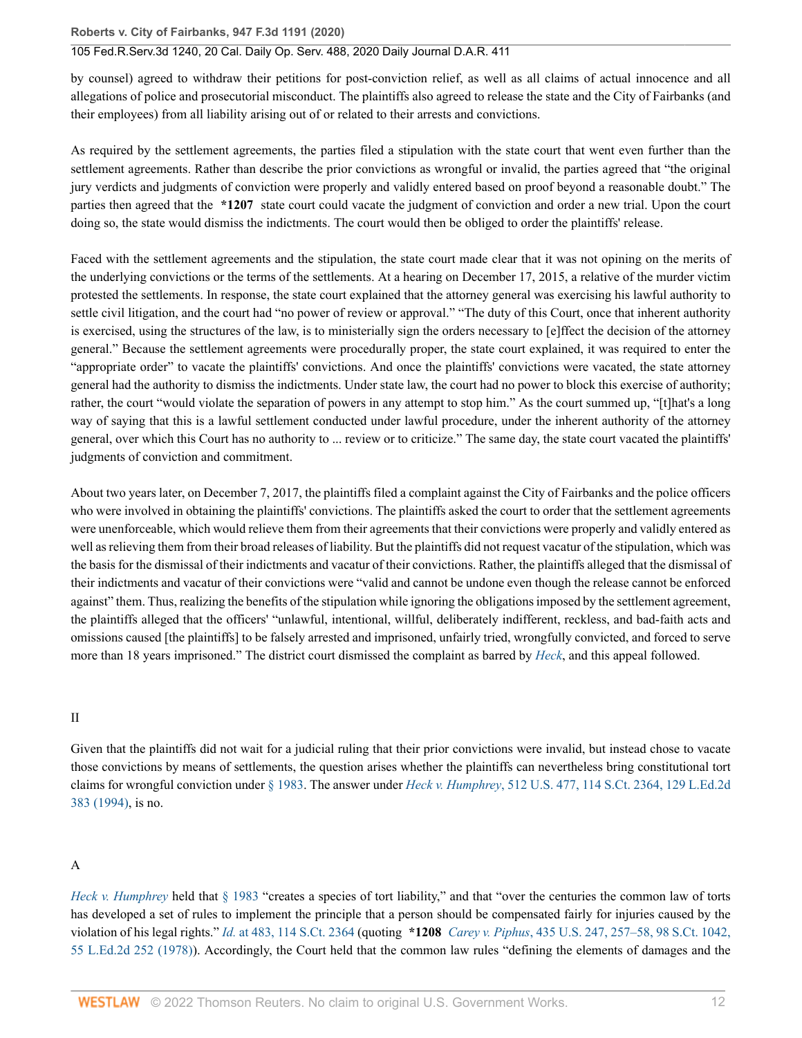by counsel) agreed to withdraw their petitions for post-conviction relief, as well as all claims of actual innocence and all allegations of police and prosecutorial misconduct. The plaintiffs also agreed to release the state and the City of Fairbanks (and their employees) from all liability arising out of or related to their arrests and convictions.

As required by the settlement agreements, the parties filed a stipulation with the state court that went even further than the settlement agreements. Rather than describe the prior convictions as wrongful or invalid, the parties agreed that "the original jury verdicts and judgments of conviction were properly and validly entered based on proof beyond a reasonable doubt." The parties then agreed that the **\*1207** state court could vacate the judgment of conviction and order a new trial. Upon the court doing so, the state would dismiss the indictments. The court would then be obliged to order the plaintiffs' release.

Faced with the settlement agreements and the stipulation, the state court made clear that it was not opining on the merits of the underlying convictions or the terms of the settlements. At a hearing on December 17, 2015, a relative of the murder victim protested the settlements. In response, the state court explained that the attorney general was exercising his lawful authority to settle civil litigation, and the court had "no power of review or approval." "The duty of this Court, once that inherent authority is exercised, using the structures of the law, is to ministerially sign the orders necessary to [e]ffect the decision of the attorney general." Because the settlement agreements were procedurally proper, the state court explained, it was required to enter the "appropriate order" to vacate the plaintiffs' convictions. And once the plaintiffs' convictions were vacated, the state attorney general had the authority to dismiss the indictments. Under state law, the court had no power to block this exercise of authority; rather, the court "would violate the separation of powers in any attempt to stop him." As the court summed up, "[t]hat's a long way of saying that this is a lawful settlement conducted under lawful procedure, under the inherent authority of the attorney general, over which this Court has no authority to ... review or to criticize." The same day, the state court vacated the plaintiffs' judgments of conviction and commitment.

About two years later, on December 7, 2017, the plaintiffs filed a complaint against the City of Fairbanks and the police officers who were involved in obtaining the plaintiffs' convictions. The plaintiffs asked the court to order that the settlement agreements were unenforceable, which would relieve them from their agreements that their convictions were properly and validly entered as well as relieving them from their broad releases of liability. But the plaintiffs did not request vacatur of the stipulation, which was the basis for the dismissal of their indictments and vacatur of their convictions. Rather, the plaintiffs alleged that the dismissal of their indictments and vacatur of their convictions were "valid and cannot be undone even though the release cannot be enforced against" them. Thus, realizing the benefits of the stipulation while ignoring the obligations imposed by the settlement agreement, the plaintiffs alleged that the officers' "unlawful, intentional, willful, deliberately indifferent, reckless, and bad-faith acts and omissions caused [the plaintiffs] to be falsely arrested and imprisoned, unfairly tried, wrongfully convicted, and forced to serve more than 18 years imprisoned." The district court dismissed the complaint as barred by *Heck*, and this appeal followed.

## II

Given that the plaintiffs did not wait for a judicial ruling that their prior convictions were invalid, but instead chose to vacate those convictions by means of settlements, the question arises whether the plaintiffs can nevertheless bring constitutional tort claims for wrongful conviction under § 1983. The answer under *Heck v. Humphrey*, 512 U.S. 477, 114 S.Ct. 2364, 129 L.Ed.2d 383 (1994), is no.

### A

*Heck v. Humphrey* held that § 1983 "creates a species of tort liability," and that "over the centuries the common law of torts has developed a set of rules to implement the principle that a person should be compensated fairly for injuries caused by the violation of his legal rights." *Id.* at 483, 114 S.Ct. 2364 (quoting **\*1208** *Carey v. Piphus*, 435 U.S. 247, 257–58, 98 S.Ct. 1042, 55 L.Ed.2d 252 (1978)). Accordingly, the Court held that the common law rules "defining the elements of damages and the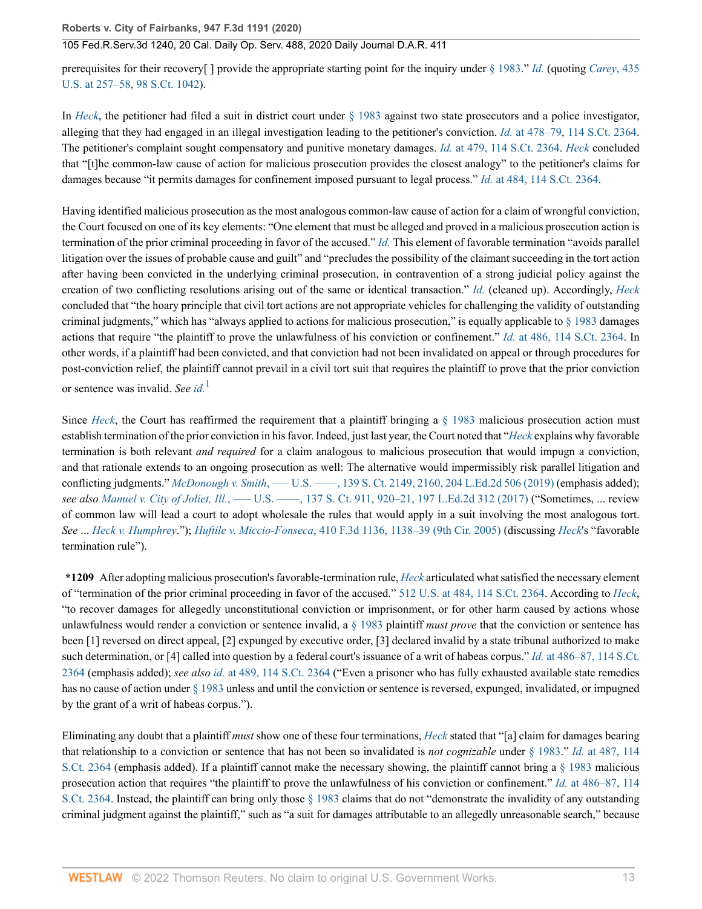prerequisites for their recovery[ ] provide the appropriate starting point for the inquiry under § 1983." *Id.* (quoting *Carey*, 435 U.S. at 257–58, 98 S.Ct. 1042).

In *Heck*, the petitioner had filed a suit in district court under § 1983 against two state prosecutors and a police investigator, alleging that they had engaged in an illegal investigation leading to the petitioner's conviction. *Id.* at 478–79, 114 S.Ct. 2364. The petitioner's complaint sought compensatory and punitive monetary damages. *Id.* at 479, 114 S.Ct. 2364. *Heck* concluded that "[t]he common-law cause of action for malicious prosecution provides the closest analogy" to the petitioner's claims for damages because "it permits damages for confinement imposed pursuant to legal process." *Id.* at 484, 114 S.Ct. 2364.

Having identified malicious prosecution as the most analogous common-law cause of action for a claim of wrongful conviction, the Court focused on one of its key elements: "One element that must be alleged and proved in a malicious prosecution action is termination of the prior criminal proceeding in favor of the accused." *Id.* This element of favorable termination "avoids parallel litigation over the issues of probable cause and guilt" and "precludes the possibility of the claimant succeeding in the tort action after having been convicted in the underlying criminal prosecution, in contravention of a strong judicial policy against the creation of two conflicting resolutions arising out of the same or identical transaction." *Id.* (cleaned up). Accordingly, *Heck* concluded that "the hoary principle that civil tort actions are not appropriate vehicles for challenging the validity of outstanding criminal judgments," which has "always applied to actions for malicious prosecution," is equally applicable to § 1983 damages actions that require "the plaintiff to prove the unlawfulness of his conviction or confinement." *Id.* at 486, 114 S.Ct. 2364. In other words, if a plaintiff had been convicted, and that conviction had not been invalidated on appeal or through procedures for post-conviction relief, the plaintiff cannot prevail in a civil tort suit that requires the plaintiff to prove that the prior conviction or sentence was invalid. *See id.*[1]

Since *Heck*, the Court has reaffirmed the requirement that a plaintiff bringing a § 1983 malicious prosecution action must establish termination of the prior conviction in his favor. Indeed, just last year, the Court noted that "*Heck* explains why favorable termination is both relevant *and required* for a claim analogous to malicious prosecution that would impugn a conviction, and that rationale extends to an ongoing prosecution as well: The alternative would impermissibly risk parallel litigation and conflicting judgments." *McDonough v. Smith*, ––– U.S. ––––, 139 S. Ct. 2149, 2160, 204 L.Ed.2d 506 (2019) (emphasis added); *see also Manuel v. City of Joliet, Ill.*, ––– U.S. ––––, 137 S. Ct. 911, 920–21, 197 L.Ed.2d 312 (2017) ("Sometimes, ... review of common law will lead a court to adopt wholesale the rules that would apply in a suit involving the most analogous tort. *See* ... *Heck v. Humphrey*."); *Huftile v. Miccio-Fonseca*, 410 F.3d 1136, 1138–39 (9th Cir. 2005) (discussing *Heck*'s "favorable termination rule").

**\*1209** After adopting malicious prosecution's favorable-termination rule, *Heck* articulated what satisfied the necessary element of "termination of the prior criminal proceeding in favor of the accused." 512 U.S. at 484, 114 S.Ct. 2364. According to *Heck*, "to recover damages for allegedly unconstitutional conviction or imprisonment, or for other harm caused by actions whose unlawfulness would render a conviction or sentence invalid, a § 1983 plaintiff *must prove* that the conviction or sentence has been [1] reversed on direct appeal, [2] expunged by executive order, [3] declared invalid by a state tribunal authorized to make such determination, or [4] called into question by a federal court's issuance of a writ of habeas corpus." *Id.* at 486–87, 114 S.Ct. 2364 (emphasis added); *see also id.* at 489, 114 S.Ct. 2364 ("Even a prisoner who has fully exhausted available state remedies has no cause of action under § 1983 unless and until the conviction or sentence is reversed, expunged, invalidated, or impugned by the grant of a writ of habeas corpus.").

Eliminating any doubt that a plaintiff *must* show one of these four terminations, *Heck* stated that "[a] claim for damages bearing that relationship to a conviction or sentence that has not been so invalidated is *not cognizable* under § 1983." *Id.* at 487, 114 S.Ct. 2364 (emphasis added). If a plaintiff cannot make the necessary showing, the plaintiff cannot bring a § 1983 malicious prosecution action that requires "the plaintiff to prove the unlawfulness of his conviction or confinement." *Id.* at 486–87, 114 S.Ct. 2364. Instead, the plaintiff can bring only those § 1983 claims that do not "demonstrate the invalidity of any outstanding criminal judgment against the plaintiff," such as "a suit for damages attributable to an allegedly unreasonable search," because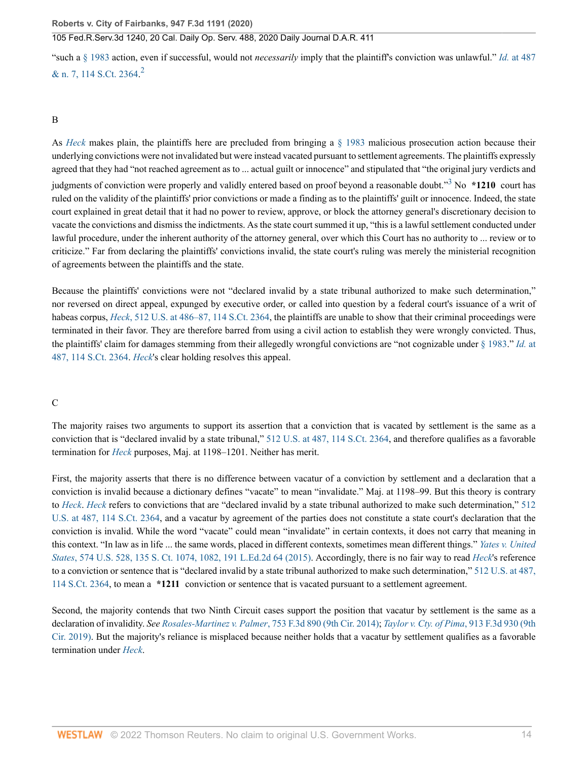"such a § 1983 action, even if successful, would not *necessarily* imply that the plaintiff's conviction was unlawful." *Id.* at 487 & n. 7, 114 S.Ct. 2364.[2]

B

As *Heck* makes plain, the plaintiffs here are precluded from bringing a § 1983 malicious prosecution action because their underlying convictions were not invalidated but were instead vacated pursuant to settlement agreements. The plaintiffs expressly agreed that they had "not reached agreement as to ... actual guilt or innocence" and stipulated that "the original jury verdicts and judgments of conviction were properly and validly entered based on proof beyond a reasonable doubt."[3] No **\*1210** court has ruled on the validity of the plaintiffs' prior convictions or made a finding as to the plaintiffs' guilt or innocence. Indeed, the state court explained in great detail that it had no power to review, approve, or block the attorney general's discretionary decision to vacate the convictions and dismiss the indictments. As the state court summed it up, "this is a lawful settlement conducted under lawful procedure, under the inherent authority of the attorney general, over which this Court has no authority to ... review or to criticize." Far from declaring the plaintiffs' convictions invalid, the state court's ruling was merely the ministerial recognition of agreements between the plaintiffs and the state.

Because the plaintiffs' convictions were not "declared invalid by a state tribunal authorized to make such determination," nor reversed on direct appeal, expunged by executive order, or called into question by a federal court's issuance of a writ of habeas corpus, *Heck*, 512 U.S. at 486–87, 114 S.Ct. 2364, the plaintiffs are unable to show that their criminal proceedings were terminated in their favor. They are therefore barred from using a civil action to establish they were wrongly convicted. Thus, the plaintiffs' claim for damages stemming from their allegedly wrongful convictions are "not cognizable under § 1983." *Id.* at 487, 114 S.Ct. 2364. *Heck*'s clear holding resolves this appeal.

C

The majority raises two arguments to support its assertion that a conviction that is vacated by settlement is the same as a conviction that is "declared invalid by a state tribunal," 512 U.S. at 487, 114 S.Ct. 2364, and therefore qualifies as a favorable termination for *Heck* purposes, Maj. at 1198–1201. Neither has merit.

First, the majority asserts that there is no difference between vacatur of a conviction by settlement and a declaration that a conviction is invalid because a dictionary defines "vacate" to mean "invalidate." Maj. at 1198–99. But this theory is contrary to *Heck*. *Heck* refers to convictions that are "declared invalid by a state tribunal authorized to make such determination," 512 U.S. at 487, 114 S.Ct. 2364, and a vacatur by agreement of the parties does not constitute a state court's declaration that the conviction is invalid. While the word "vacate" could mean "invalidate" in certain contexts, it does not carry that meaning in this context. "In law as in life ... the same words, placed in different contexts, sometimes mean different things." *Yates v. United States*, 574 U.S. 528, 135 S. Ct. 1074, 1082, 191 L.Ed.2d 64 (2015). Accordingly, there is no fair way to read *Heck*'s reference to a conviction or sentence that is "declared invalid by a state tribunal authorized to make such determination," 512 U.S. at 487, 114 S.Ct. 2364, to mean a **\*1211** conviction or sentence that is vacated pursuant to a settlement agreement.

Second, the majority contends that two Ninth Circuit cases support the position that vacatur by settlement is the same as a declaration of invalidity. *See* *Rosales-Martinez v. Palmer*, 753 F.3d 890 (9th Cir. 2014); *Taylor v. Cty. of Pima*, 913 F.3d 930 (9th Cir. 2019). But the majority's reliance is misplaced because neither holds that a vacatur by settlement qualifies as a favorable termination under *Heck*.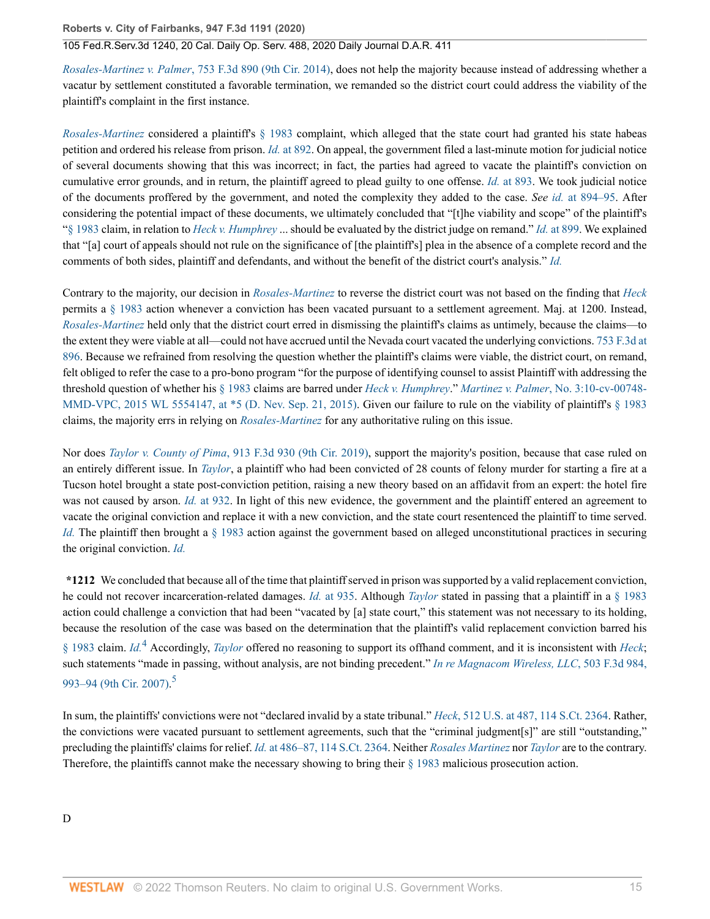*Rosales-Martinez v. Palmer*, 753 F.3d 890 (9th Cir. 2014), does not help the majority because instead of addressing whether a vacatur by settlement constituted a favorable termination, we remanded so the district court could address the viability of the plaintiff's complaint in the first instance.

*Rosales-Martinez* considered a plaintiff's § 1983 complaint, which alleged that the state court had granted his state habeas petition and ordered his release from prison. *Id.* at 892. On appeal, the government filed a last-minute motion for judicial notice of several documents showing that this was incorrect; in fact, the parties had agreed to vacate the plaintiff's conviction on cumulative error grounds, and in return, the plaintiff agreed to plead guilty to one offense. *Id.* at 893. We took judicial notice of the documents proffered by the government, and noted the complexity they added to the case. *See id.* at 894–95. After considering the potential impact of these documents, we ultimately concluded that "[t]he viability and scope" of the plaintiff's "§ 1983 claim, in relation to *Heck v. Humphrey* ... should be evaluated by the district judge on remand." *Id.* at 899. We explained that "[a] court of appeals should not rule on the significance of [the plaintiff's] plea in the absence of a complete record and the comments of both sides, plaintiff and defendants, and without the benefit of the district court's analysis." *Id.*

Contrary to the majority, our decision in *Rosales-Martinez* to reverse the district court was not based on the finding that *Heck* permits a § 1983 action whenever a conviction has been vacated pursuant to a settlement agreement. Maj. at 1200. Instead, *Rosales-Martinez* held only that the district court erred in dismissing the plaintiff's claims as untimely, because the claims—to the extent they were viable at all—could not have accrued until the Nevada court vacated the underlying convictions. 753 F.3d at 896. Because we refrained from resolving the question whether the plaintiff's claims were viable, the district court, on remand, felt obliged to refer the case to a pro-bono program "for the purpose of identifying counsel to assist Plaintiff with addressing the threshold question of whether his § 1983 claims are barred under *Heck v. Humphrey*." *Martinez v. Palmer*, No. 3:10-cv-00748-MMD-VPC, 2015 WL 5554147, at *5 (D. Nev. Sep. 21, 2015). Given our failure to rule on the viability of plaintiff's § 1983 claims, the majority errs in relying on *Rosales-Martinez* for any authoritative ruling on this issue.

Nor does *Taylor v. County of Pima*, 913 F.3d 930 (9th Cir. 2019), support the majority's position, because that case ruled on an entirely different issue. In *Taylor*, a plaintiff who had been convicted of 28 counts of felony murder for starting a fire at a Tucson hotel brought a state post-conviction petition, raising a new theory based on an affidavit from an expert: the hotel fire was not caused by arson. *Id.* at 932. In light of this new evidence, the government and the plaintiff entered an agreement to vacate the original conviction and replace it with a new conviction, and the state court resentenced the plaintiff to time served. *Id.* The plaintiff then brought a § 1983 action against the government based on alleged unconstitutional practices in securing the original conviction. *Id.*

**\*1212** We concluded that because all of the time that plaintiff served in prison was supported by a valid replacement conviction, he could not recover incarceration-related damages. *Id.* at 935. Although *Taylor* stated in passing that a plaintiff in a § 1983 action could challenge a conviction that had been "vacated by [a] state court," this statement was not necessary to its holding, because the resolution of the case was based on the determination that the plaintiff's valid replacement conviction barred his § 1983 claim. *Id.*[4] Accordingly, *Taylor* offered no reasoning to support its offhand comment, and it is inconsistent with *Heck*; such statements "made in passing, without analysis, are not binding precedent." *In re Magnacom Wireless, LLC*, 503 F.3d 984, 993–94 (9th Cir. 2007).[5]

In sum, the plaintiffs' convictions were not "declared invalid by a state tribunal." *Heck*, 512 U.S. at 487, 114 S.Ct. 2364. Rather, the convictions were vacated pursuant to settlement agreements, such that the "criminal judgment[s]" are still "outstanding," precluding the plaintiffs' claims for relief. *Id.* at 486–87, 114 S.Ct. 2364. Neither *Rosales Martinez* nor *Taylor* are to the contrary. Therefore, the plaintiffs cannot make the necessary showing to bring their § 1983 malicious prosecution action.

D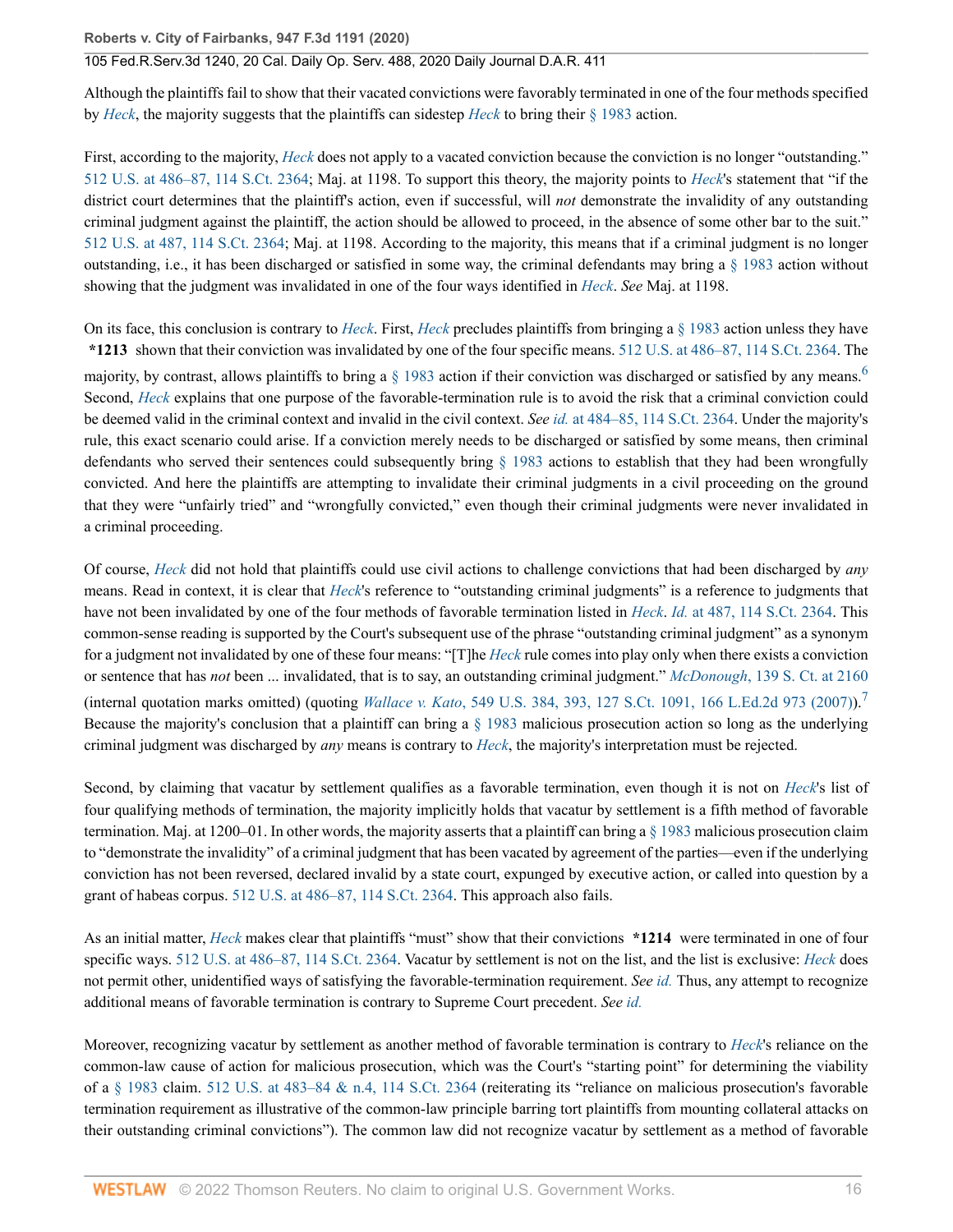Although the plaintiffs fail to show that their vacated convictions were favorably terminated in one of the four methods specified by *Heck*, the majority suggests that the plaintiffs can sidestep *Heck* to bring their § 1983 action.

First, according to the majority, *Heck* does not apply to a vacated conviction because the conviction is no longer "outstanding." 512 U.S. at 486–87, 114 S.Ct. 2364; Maj. at 1198. To support this theory, the majority points to *Heck*'s statement that "if the district court determines that the plaintiff's action, even if successful, will *not* demonstrate the invalidity of any outstanding criminal judgment against the plaintiff, the action should be allowed to proceed, in the absence of some other bar to the suit." 512 U.S. at 487, 114 S.Ct. 2364; Maj. at 1198. According to the majority, this means that if a criminal judgment is no longer outstanding, i.e., it has been discharged or satisfied in some way, the criminal defendants may bring a § 1983 action without showing that the judgment was invalidated in one of the four ways identified in *Heck*. *See* Maj. at 1198.

On its face, this conclusion is contrary to *Heck*. First, *Heck* precludes plaintiffs from bringing a § 1983 action unless they have **\*1213** shown that their conviction was invalidated by one of the four specific means. 512 U.S. at 486–87, 114 S.Ct. 2364. The majority, by contrast, allows plaintiffs to bring a § 1983 action if their conviction was discharged or satisfied by any means.[6] Second, *Heck* explains that one purpose of the favorable-termination rule is to avoid the risk that a criminal conviction could be deemed valid in the criminal context and invalid in the civil context. *See id.* at 484–85, 114 S.Ct. 2364. Under the majority's rule, this exact scenario could arise. If a conviction merely needs to be discharged or satisfied by some means, then criminal defendants who served their sentences could subsequently bring § 1983 actions to establish that they had been wrongfully convicted. And here the plaintiffs are attempting to invalidate their criminal judgments in a civil proceeding on the ground that they were "unfairly tried" and "wrongfully convicted," even though their criminal judgments were never invalidated in a criminal proceeding.

Of course, *Heck* did not hold that plaintiffs could use civil actions to challenge convictions that had been discharged by *any* means. Read in context, it is clear that *Heck*'s reference to "outstanding criminal judgments" is a reference to judgments that have not been invalidated by one of the four methods of favorable termination listed in *Heck*. *Id.* at 487, 114 S.Ct. 2364. This common-sense reading is supported by the Court's subsequent use of the phrase "outstanding criminal judgment" as a synonym for a judgment not invalidated by one of these four means: "[T]he *Heck* rule comes into play only when there exists a conviction or sentence that has *not* been ... invalidated, that is to say, an outstanding criminal judgment." *McDonough*, 139 S. Ct. at 2160 (internal quotation marks omitted) (quoting *Wallace v. Kato*, 549 U.S. 384, 393, 127 S.Ct. 1091, 166 L.Ed.2d 973 (2007)).[7] Because the majority's conclusion that a plaintiff can bring a § 1983 malicious prosecution action so long as the underlying criminal judgment was discharged by *any* means is contrary to *Heck*, the majority's interpretation must be rejected.

Second, by claiming that vacatur by settlement qualifies as a favorable termination, even though it is not on *Heck*'s list of four qualifying methods of termination, the majority implicitly holds that vacatur by settlement is a fifth method of favorable termination. Maj. at 1200–01. In other words, the majority asserts that a plaintiff can bring a § 1983 malicious prosecution claim to "demonstrate the invalidity" of a criminal judgment that has been vacated by agreement of the parties—even if the underlying conviction has not been reversed, declared invalid by a state court, expunged by executive action, or called into question by a grant of habeas corpus. 512 U.S. at 486–87, 114 S.Ct. 2364. This approach also fails.

As an initial matter, *Heck* makes clear that plaintiffs "must" show that their convictions **\*1214** were terminated in one of four specific ways. 512 U.S. at 486–87, 114 S.Ct. 2364. Vacatur by settlement is not on the list, and the list is exclusive: *Heck* does not permit other, unidentified ways of satisfying the favorable-termination requirement. *See id.* Thus, any attempt to recognize additional means of favorable termination is contrary to Supreme Court precedent. *See id.*

Moreover, recognizing vacatur by settlement as another method of favorable termination is contrary to *Heck*'s reliance on the common-law cause of action for malicious prosecution, which was the Court's "starting point" for determining the viability of a § 1983 claim. 512 U.S. at 483–84 & n.4, 114 S.Ct. 2364 (reiterating its "reliance on malicious prosecution's favorable termination requirement as illustrative of the common-law principle barring tort plaintiffs from mounting collateral attacks on their outstanding criminal convictions"). The common law did not recognize vacatur by settlement as a method of favorable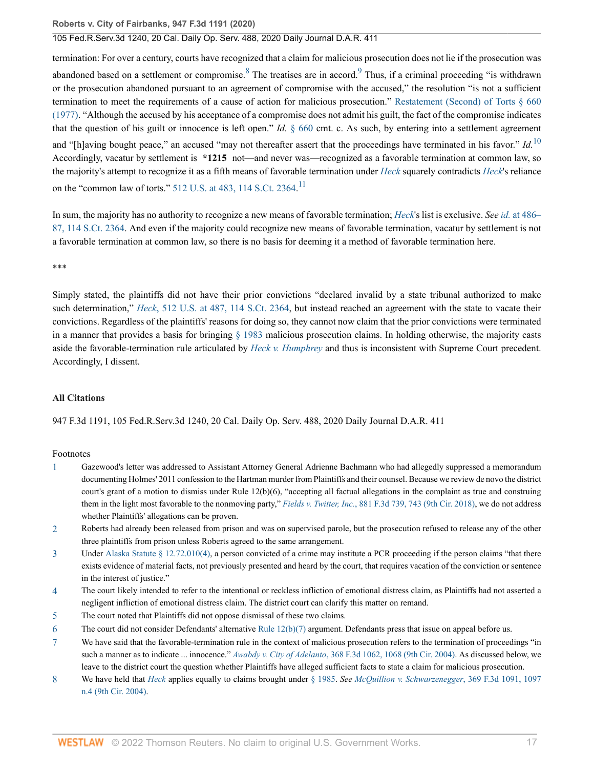termination: For over a century, courts have recognized that a claim for malicious prosecution does not lie if the prosecution was abandoned based on a settlement or compromise.[8] The treatises are in accord.[9] Thus, if a criminal proceeding "is withdrawn or the prosecution abandoned pursuant to an agreement of compromise with the accused," the resolution "is not a sufficient termination to meet the requirements of a cause of action for malicious prosecution." Restatement (Second) of Torts § 660 (1977). "Although the accused by his acceptance of a compromise does not admit his guilt, the fact of the compromise indicates that the question of his guilt or innocence is left open." *Id.* § 660 cmt. c. As such, by entering into a settlement agreement and "[h]aving bought peace," an accused "may not thereafter assert that the proceedings have terminated in his favor." *Id.*[10] Accordingly, vacatur by settlement is **\*1215** not—and never was—recognized as a favorable termination at common law, so the majority's attempt to recognize it as a fifth means of favorable termination under *Heck* squarely contradicts *Heck*'s reliance on the "common law of torts." 512 U.S. at 483, 114 S.Ct. 2364.[11]

In sum, the majority has no authority to recognize a new means of favorable termination; *Heck*'s list is exclusive. *See id.* at 486–87, 114 S.Ct. 2364. And even if the majority could recognize new means of favorable termination, vacatur by settlement is not a favorable termination at common law, so there is no basis for deeming it a method of favorable termination here.

\*\*\*

Simply stated, the plaintiffs did not have their prior convictions "declared invalid by a state tribunal authorized to make such determination," *Heck*, 512 U.S. at 487, 114 S.Ct. 2364, but instead reached an agreement with the state to vacate their convictions. Regardless of the plaintiffs' reasons for doing so, they cannot now claim that the prior convictions were terminated in a manner that provides a basis for bringing § 1983 malicious prosecution claims. In holding otherwise, the majority casts aside the favorable-termination rule articulated by *Heck v. Humphrey* and thus is inconsistent with Supreme Court precedent. Accordingly, I dissent.

### All Citations

947 F.3d 1191, 105 Fed.R.Serv.3d 1240, 20 Cal. Daily Op. Serv. 488, 2020 Daily Journal D.A.R. 411

### Footnotes

1. Gazewood's letter was addressed to Assistant Attorney General Adrienne Bachmann who had allegedly suppressed a memorandum documenting Holmes' 2011 confession to the Hartman murder from Plaintiffs and their counsel. Because we review de novo the district court's grant of a motion to dismiss under Rule 12(b)(6), "accepting all factual allegations in the complaint as true and construing them in the light most favorable to the nonmoving party," *Fields v. Twitter, Inc.*, 881 F.3d 739, 743 (9th Cir. 2018), we do not address whether Plaintiffs' allegations can be proven.
2. Roberts had already been released from prison and was on supervised parole, but the prosecution refused to release any of the other three plaintiffs from prison unless Roberts agreed to the same arrangement.
3. Under Alaska Statute § 12.72.010(4), a person convicted of a crime may institute a PCR proceeding if the person claims "that there exists evidence of material facts, not previously presented and heard by the court, that requires vacation of the conviction or sentence in the interest of justice."
4. The court likely intended to refer to the intentional or reckless infliction of emotional distress claim, as Plaintiffs had not asserted a negligent infliction of emotional distress claim. The district court can clarify this matter on remand.
5. The court noted that Plaintiffs did not oppose dismissal of these two claims.
6. The court did not consider Defendants' alternative Rule 12(b)(7) argument. Defendants press that issue on appeal before us.
7. We have said that the favorable-termination rule in the context of malicious prosecution refers to the termination of proceedings "in such a manner as to indicate ... innocence." *Awabdy v. City of Adelanto*, 368 F.3d 1062, 1068 (9th Cir. 2004). As discussed below, we leave to the district court the question whether Plaintiffs have alleged sufficient facts to state a claim for malicious prosecution.
8. We have held that *Heck* applies equally to claims brought under § 1985. *See McQuillion v. Schwarzenegger*, 369 F.3d 1091, 1097 n.4 (9th Cir. 2004).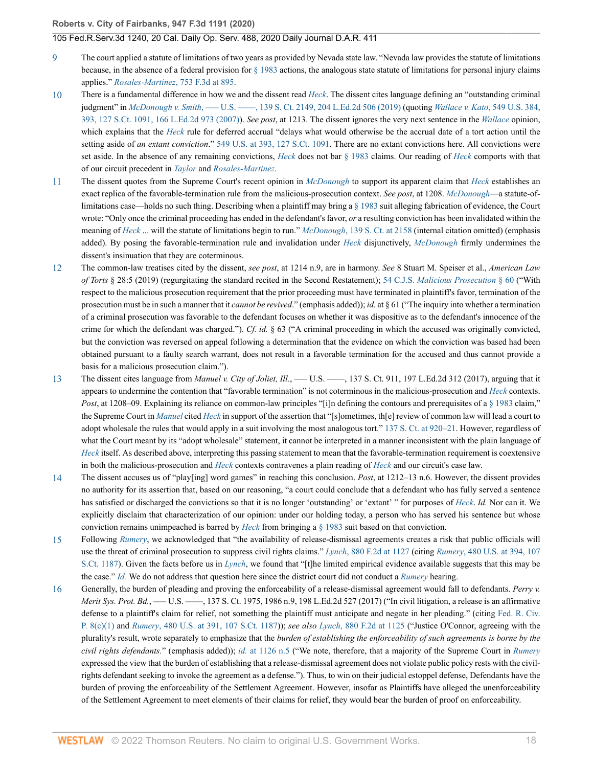9 The court applied a statute of limitations of two years as provided by Nevada state law. "Nevada law provides the statute of limitations because, in the absence of a federal provision for § 1983 actions, the analogous state statute of limitations for personal injury claims applies." *Rosales-Martinez*, 753 F.3d at 895.

10 There is a fundamental difference in how we and the dissent read *Heck*. The dissent cites language defining an "outstanding criminal judgment" in *McDonough v. Smith*, ––– U.S. ––––, 139 S. Ct. 2149, 204 L.Ed.2d 506 (2019) (quoting *Wallace v. Kato*, 549 U.S. 384, 393, 127 S.Ct. 1091, 166 L.Ed.2d 973 (2007)). *See post*, at 1213. The dissent ignores the very next sentence in the *Wallace* opinion, which explains that the *Heck* rule for deferred accrual "delays what would otherwise be the accrual date of a tort action until the setting aside of *an extant conviction*." 549 U.S. at 393, 127 S.Ct. 1091. There are no extant convictions here. All convictions were set aside. In the absence of any remaining convictions, *Heck* does not bar § 1983 claims. Our reading of *Heck* comports with that of our circuit precedent in *Taylor* and *Rosales-Martinez*.

11 The dissent quotes from the Supreme Court's recent opinion in *McDonough* to support its apparent claim that *Heck* establishes an exact replica of the favorable-termination rule from the malicious-prosecution context. *See post*, at 1208. *McDonough*—a statute-of-limitations case—holds no such thing. Describing when a plaintiff may bring a § 1983 suit alleging fabrication of evidence, the Court wrote: "Only once the criminal proceeding has ended in the defendant's favor, *or* a resulting conviction has been invalidated within the meaning of *Heck* ... will the statute of limitations begin to run." *McDonough*, 139 S. Ct. at 2158 (internal citation omitted) (emphasis added). By posing the favorable-termination rule and invalidation under *Heck* disjunctively, *McDonough* firmly undermines the dissent's insinuation that they are coterminous.

12 The common-law treatises cited by the dissent, *see post*, at 1214 n.9, are in harmony. *See* 8 Stuart M. Speiser et al., *American Law of Torts* § 28:5 (2019) (regurgitating the standard recited in the Second Restatement); 54 C.J.S. *Malicious Prosecution* § 60 ("With respect to the malicious prosecution requirement that the prior proceeding must have terminated in plaintiff's favor, termination of the prosecution must be in such a manner that it *cannot be revived*." (emphasis added)); *id.* at § 61 ("The inquiry into whether a termination of a criminal prosecution was favorable to the defendant focuses on whether it was dispositive as to the defendant's innocence of the crime for which the defendant was charged."). *Cf. id.* § 63 ("A criminal proceeding in which the accused was originally convicted, but the conviction was reversed on appeal following a determination that the evidence on which the conviction was based had been obtained pursuant to a faulty search warrant, does not result in a favorable termination for the accused and thus cannot provide a basis for a malicious prosecution claim.").

13 The dissent cites language from *Manuel v. City of Joliet, Ill.*, ––– U.S. ––––, 137 S. Ct. 911, 197 L.Ed.2d 312 (2017), arguing that it appears to undermine the contention that "favorable termination" is not coterminous in the malicious-prosecution and *Heck* contexts. *Post*, at 1208–09. Explaining its reliance on common-law principles "[i]n defining the contours and prerequisites of a § 1983 claim," the Supreme Court in *Manuel* cited *Heck* in support of the assertion that "[s]ometimes, th[e] review of common law will lead a court to adopt wholesale the rules that would apply in a suit involving the most analogous tort." 137 S. Ct. at 920–21. However, regardless of what the Court meant by its "adopt wholesale" statement, it cannot be interpreted in a manner inconsistent with the plain language of *Heck* itself. As described above, interpreting this passing statement to mean that the favorable-termination requirement is coextensive in both the malicious-prosecution and *Heck* contexts contravenes a plain reading of *Heck* and our circuit's case law.

14 The dissent accuses us of "play[ing] word games" in reaching this conclusion. *Post*, at 1212–13 n.6. However, the dissent provides no authority for its assertion that, based on our reasoning, "a court could conclude that a defendant who has fully served a sentence has satisfied or discharged the convictions so that it is no longer 'outstanding' or 'extant' " for purposes of *Heck*. *Id.* Nor can it. We explicitly disclaim that characterization of our opinion: under our holding today, a person who has served his sentence but whose conviction remains unimpeached is barred by *Heck* from bringing a § 1983 suit based on that conviction.

15 Following *Rumery*, we acknowledged that "the availability of release-dismissal agreements creates a risk that public officials will use the threat of criminal prosecution to suppress civil rights claims." *Lynch*, 880 F.2d at 1127 (citing *Rumery*, 480 U.S. at 394, 107 S.Ct. 1187). Given the facts before us in *Lynch*, we found that "[t]he limited empirical evidence available suggests that this may be the case." *Id.* We do not address that question here since the district court did not conduct a *Rumery* hearing.

16 Generally, the burden of pleading and proving the enforceability of a release-dismissal agreement would fall to defendants. *Perry v. Merit Sys. Prot. Bd.*, ––– U.S. ––––, 137 S. Ct. 1975, 1986 n.9, 198 L.Ed.2d 527 (2017) ("In civil litigation, a release is an affirmative defense to a plaintiff's claim for relief, not something the plaintiff must anticipate and negate in her pleading." (citing Fed. R. Civ. P. 8(c)(1) and *Rumery*, 480 U.S. at 391, 107 S.Ct. 1187)); *see also Lynch*, 880 F.2d at 1125 ("Justice O'Connor, agreeing with the plurality's result, wrote separately to emphasize that the *burden of establishing the enforceability of such agreements is borne by the civil rights defendants.*" (emphasis added)); *id.* at 1126 n.5 ("We note, therefore, that a majority of the Supreme Court in *Rumery* expressed the view that the burden of establishing that a release-dismissal agreement does not violate public policy rests with the civil-rights defendant seeking to invoke the agreement as a defense."). Thus, to win on their judicial estoppel defense, Defendants have the burden of proving the enforceability of the Settlement Agreement. However, insofar as Plaintiffs have alleged the unenforceability of the Settlement Agreement to meet elements of their claims for relief, they would bear the burden of proof on enforceability.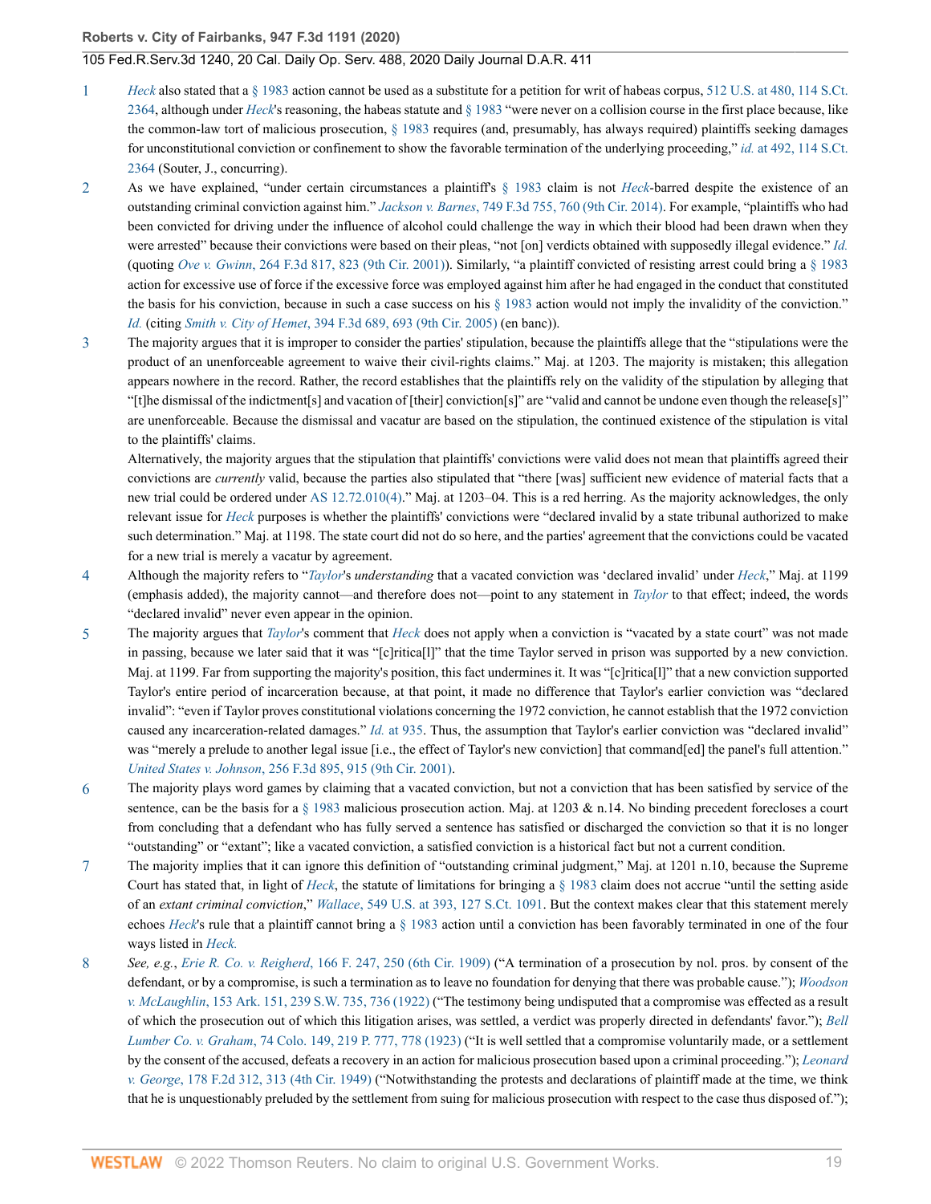1 *Heck* also stated that a § 1983 action cannot be used as a substitute for a petition for writ of habeas corpus, 512 U.S. at 480, 114 S.Ct. 2364, although under *Heck*'s reasoning, the habeas statute and § 1983 "were never on a collision course in the first place because, like the common-law tort of malicious prosecution, § 1983 requires (and, presumably, has always required) plaintiffs seeking damages for unconstitutional conviction or confinement to show the favorable termination of the underlying proceeding," *id.* at 492, 114 S.Ct. 2364 (Souter, J., concurring).

2 As we have explained, "under certain circumstances a plaintiff's § 1983 claim is not *Heck*-barred despite the existence of an outstanding criminal conviction against him." *Jackson v. Barnes*, 749 F.3d 755, 760 (9th Cir. 2014). For example, "plaintiffs who had been convicted for driving under the influence of alcohol could challenge the way in which their blood had been drawn when they were arrested" because their convictions were based on their pleas, "not [on] verdicts obtained with supposedly illegal evidence." *Id.* (quoting *Ove v. Gwinn*, 264 F.3d 817, 823 (9th Cir. 2001)). Similarly, "a plaintiff convicted of resisting arrest could bring a § 1983 action for excessive use of force if the excessive force was employed against him after he had engaged in the conduct that constituted the basis for his conviction, because in such a case success on his § 1983 action would not imply the invalidity of the conviction." *Id.* (citing *Smith v. City of Hemet*, 394 F.3d 689, 693 (9th Cir. 2005) (en banc)).

3 The majority argues that it is improper to consider the parties' stipulation, because the plaintiffs allege that the "stipulations were the product of an unenforceable agreement to waive their civil-rights claims." Maj. at 1203. The majority is mistaken; this allegation appears nowhere in the record. Rather, the record establishes that the plaintiffs rely on the validity of the stipulation by alleging that "[t]he dismissal of the indictment[s] and vacation of [their] conviction[s]" are "valid and cannot be undone even though the release[s]" are unenforceable. Because the dismissal and vacatur are based on the stipulation, the continued existence of the stipulation is vital to the plaintiffs' claims.

Alternatively, the majority argues that the stipulation that plaintiffs' convictions were valid does not mean that plaintiffs agreed their convictions are *currently* valid, because the parties also stipulated that "there [was] sufficient new evidence of material facts that a new trial could be ordered under AS 12.72.010(4)." Maj. at 1203–04. This is a red herring. As the majority acknowledges, the only relevant issue for *Heck* purposes is whether the plaintiffs' convictions were "declared invalid by a state tribunal authorized to make such determination." Maj. at 1198. The state court did not do so here, and the parties' agreement that the convictions could be vacated for a new trial is merely a vacatur by agreement.

4 Although the majority refers to "*Taylor*'s *understanding* that a vacated conviction was 'declared invalid' under *Heck*," Maj. at 1199 (emphasis added), the majority cannot—and therefore does not—point to any statement in *Taylor* to that effect; indeed, the words "declared invalid" never even appear in the opinion.

5 The majority argues that *Taylor*'s comment that *Heck* does not apply when a conviction is "vacated by a state court" was not made in passing, because we later said that it was "[c]ritica[l]" that the time Taylor served in prison was supported by a new conviction. Maj. at 1199. Far from supporting the majority's position, this fact undermines it. It was "[c]ritica[l]" that a new conviction supported Taylor's entire period of incarceration because, at that point, it made no difference that Taylor's earlier conviction was "declared invalid": "even if Taylor proves constitutional violations concerning the 1972 conviction, he cannot establish that the 1972 conviction caused any incarceration-related damages." *Id.* at 935. Thus, the assumption that Taylor's earlier conviction was "declared invalid" was "merely a prelude to another legal issue [i.e., the effect of Taylor's new conviction] that command[ed] the panel's full attention." *United States v. Johnson*, 256 F.3d 895, 915 (9th Cir. 2001).

6 The majority plays word games by claiming that a vacated conviction, but not a conviction that has been satisfied by service of the sentence, can be the basis for a § 1983 malicious prosecution action. Maj. at 1203 & n.14. No binding precedent forecloses a court from concluding that a defendant who has fully served a sentence has satisfied or discharged the conviction so that it is no longer "outstanding" or "extant"; like a vacated conviction, a satisfied conviction is a historical fact but not a current condition.

7 The majority implies that it can ignore this definition of "outstanding criminal judgment," Maj. at 1201 n.10, because the Supreme Court has stated that, in light of *Heck*, the statute of limitations for bringing a § 1983 claim does not accrue "until the setting aside of an *extant criminal conviction*," *Wallace*, 549 U.S. at 393, 127 S.Ct. 1091. But the context makes clear that this statement merely echoes *Heck*'s rule that a plaintiff cannot bring a § 1983 action until a conviction has been favorably terminated in one of the four ways listed in *Heck.*

8 *See, e.g.*, *Erie R. Co. v. Reigherd*, 166 F. 247, 250 (6th Cir. 1909) ("A termination of a prosecution by nol. pros. by consent of the defendant, or by a compromise, is such a termination as to leave no foundation for denying that there was probable cause."); *Woodson v. McLaughlin*, 153 Ark. 151, 239 S.W. 735, 736 (1922) ("The testimony being undisputed that a compromise was effected as a result of which the prosecution out of which this litigation arises, was settled, a verdict was properly directed in defendants' favor."); *Bell Lumber Co. v. Graham*, 74 Colo. 149, 219 P. 777, 778 (1923) ("It is well settled that a compromise voluntarily made, or a settlement by the consent of the accused, defeats a recovery in an action for malicious prosecution based upon a criminal proceeding."); *Leonard v. George*, 178 F.2d 312, 313 (4th Cir. 1949) ("Notwithstanding the protests and declarations of plaintiff made at the time, we think that he is unquestionably preluded by the settlement from suing for malicious prosecution with respect to the case thus disposed of.");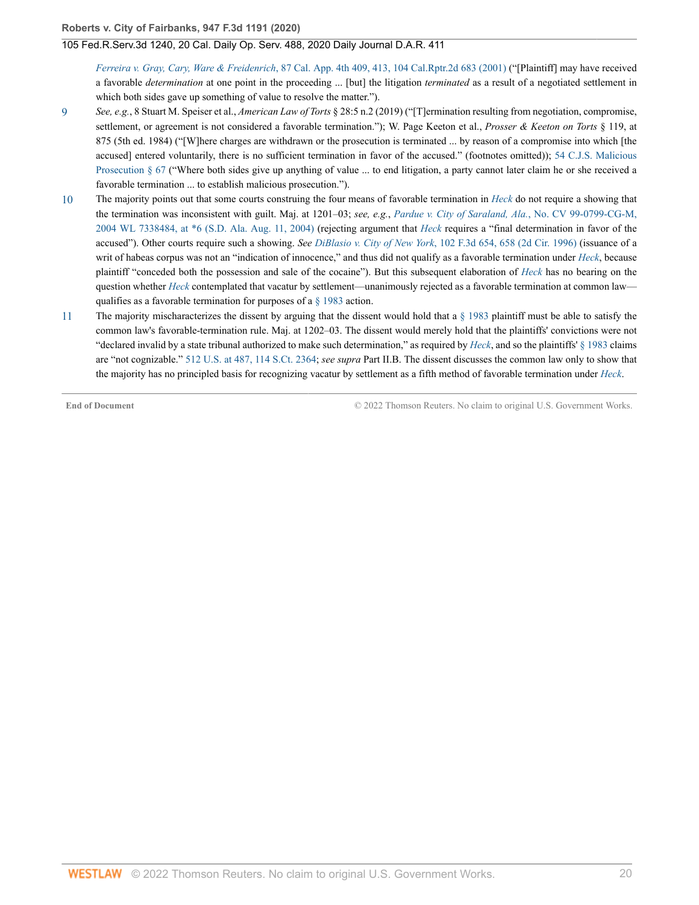*Ferreira v. Gray, Cary, Ware & Freidenrich*, 87 Cal. App. 4th 409, 413, 104 Cal.Rptr.2d 683 (2001) ("[Plaintiff] may have received a favorable *determination* at one point in the proceeding ... [but] the litigation *terminated* as a result of a negotiated settlement in which both sides gave up something of value to resolve the matter.").

9 *See, e.g.*, 8 Stuart M. Speiser et al., *American Law of Torts* § 28:5 n.2 (2019) ("[T]ermination resulting from negotiation, compromise, settlement, or agreement is not considered a favorable termination."); W. Page Keeton et al., *Prosser & Keeton on Torts* § 119, at 875 (5th ed. 1984) ("[W]here charges are withdrawn or the prosecution is terminated ... by reason of a compromise into which [the accused] entered voluntarily, there is no sufficient termination in favor of the accused." (footnotes omitted)); 54 C.J.S. Malicious Prosecution § 67 ("Where both sides give up anything of value ... to end litigation, a party cannot later claim he or she received a favorable termination ... to establish malicious prosecution.").

10 The majority points out that some courts construing the four means of favorable termination in *Heck* do not require a showing that the termination was inconsistent with guilt. Maj. at 1201–03; *see, e.g.*, *Pardue v. City of Saraland, Ala.*, No. CV 99-0799-CG-M, 2004 WL 7338484, at *6 (S.D. Ala. Aug. 11, 2004) (rejecting argument that *Heck* requires a "final determination in favor of the accused"). Other courts require such a showing. *See DiBlasio v. City of New York*, 102 F.3d 654, 658 (2d Cir. 1996) (issuance of a writ of habeas corpus was not an "indication of innocence," and thus did not qualify as a favorable termination under *Heck*, because plaintiff "conceded both the possession and sale of the cocaine"). But this subsequent elaboration of *Heck* has no bearing on the question whether *Heck* contemplated that vacatur by settlement—unanimously rejected as a favorable termination at common law—qualifies as a favorable termination for purposes of a § 1983 action.

11 The majority mischaracterizes the dissent by arguing that the dissent would hold that a § 1983 plaintiff must be able to satisfy the common law's favorable-termination rule. Maj. at 1202–03. The dissent would merely hold that the plaintiffs' convictions were not "declared invalid by a state tribunal authorized to make such determination," as required by *Heck*, and so the plaintiffs' § 1983 claims are "not cognizable." 512 U.S. at 487, 114 S.Ct. 2364; *see supra* Part II.B. The dissent discusses the common law only to show that the majority has no principled basis for recognizing vacatur by settlement as a fifth method of favorable termination under *Heck*.

**End of Document**